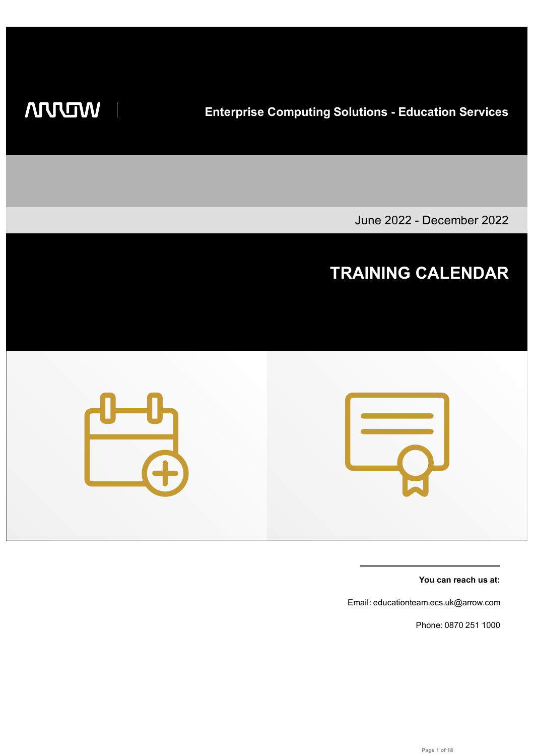ARROW

**Enterprise Computing Solutions - Education Services**

June 2022 - December 2022

# TRAINING CALENDAR

**You can reach us at:**

Email: educationteam.ecs.uk@arrow.com

Phone: 0870 251 1000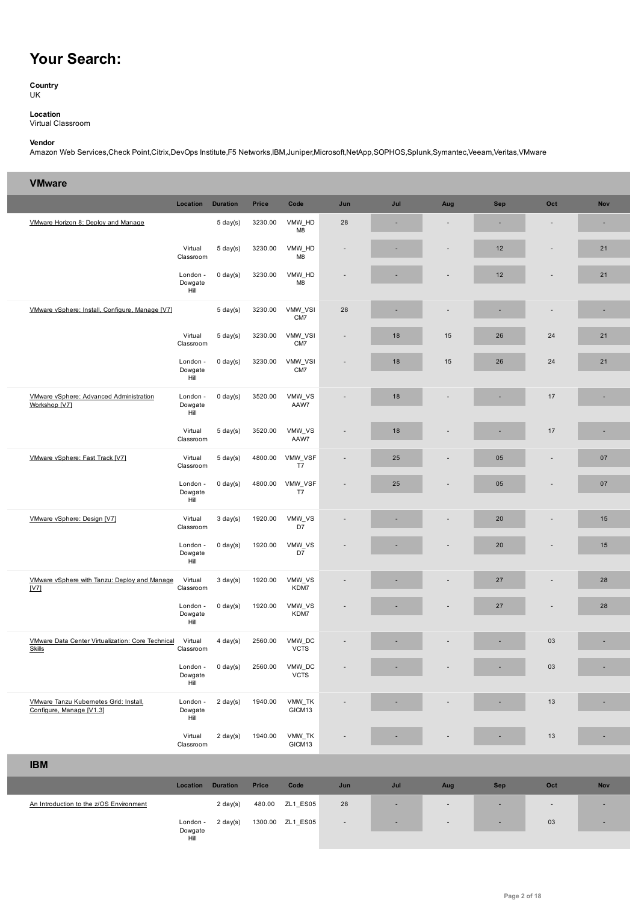# Your Search:

**Country**
UK

**Location**
Virtual Classroom

**Vendor**
Amazon Web Services,Check Point,Citrix,DevOps Institute,F5 Networks,IBM,Juniper,Microsoft,NetApp,SOPHOS,Splunk,Symantec,Veeam,Veritas,VMware

## VMware

| | Location | Duration | Price | Code | Jun | Jul | Aug | Sep | Oct | Nov |
|---|---|---|---|---|---|---|---|---|---|---|
| VMware Horizon 8: Deploy and Manage | | 5 day(s) | 3230.00 | VMW_HDM8 | 28 | - | - | - | - | - |
| | Virtual Classroom | 5 day(s) | 3230.00 | VMW_HDM8 | - | - | - | 12 | - | 21 |
| | London - Dowgate Hill | 0 day(s) | 3230.00 | VMW_HDM8 | - | - | - | 12 | - | 21 |
| VMware vSphere: Install, Configure, Manage [V7] | | 5 day(s) | 3230.00 | VMW_VSICM7 | 28 | - | - | - | - | - |
| | Virtual Classroom | 5 day(s) | 3230.00 | VMW_VSICM7 | - | 18 | 15 | 26 | 24 | 21 |
| | London - Dowgate Hill | 0 day(s) | 3230.00 | VMW_VSICM7 | - | 18 | 15 | 26 | 24 | 21 |
| VMware vSphere: Advanced Administration Workshop [V7] | London - Dowgate Hill | 0 day(s) | 3520.00 | VMW_VSAAW7 | - | 18 | - | - | 17 | - |
| | Virtual Classroom | 5 day(s) | 3520.00 | VMW_VSAAW7 | - | 18 | - | - | 17 | - |
| VMware vSphere: Fast Track [V7] | Virtual Classroom | 5 day(s) | 4800.00 | VMW_VSFT7 | - | 25 | - | 05 | - | 07 |
| | London - Dowgate Hill | 0 day(s) | 4800.00 | VMW_VSFT7 | - | 25 | - | 05 | - | 07 |
| VMware vSphere: Design [V7] | Virtual Classroom | 3 day(s) | 1920.00 | VMW_VSD7 | - | - | - | 20 | - | 15 |
| | London - Dowgate Hill | 0 day(s) | 1920.00 | VMW_VSD7 | - | - | - | 20 | - | 15 |
| VMware vSphere with Tanzu: Deploy and Manage [V7] | Virtual Classroom | 3 day(s) | 1920.00 | VMW_VSKDM7 | - | - | - | 27 | - | 28 |
| | London - Dowgate Hill | 0 day(s) | 1920.00 | VMW_VSKDM7 | - | - | - | 27 | - | 28 |
| VMware Data Center Virtualization: Core Technical Skills | Virtual Classroom | 4 day(s) | 2560.00 | VMW_DCVCTS | - | - | - | - | 03 | - |
| | London - Dowgate Hill | 0 day(s) | 2560.00 | VMW_DCVCTS | - | - | - | - | 03 | - |
| VMware Tanzu Kubernetes Grid: Install, Configure, Manage [V1.3] | London - Dowgate Hill | 2 day(s) | 1940.00 | VMW_TKGICM13 | - | - | - | - | 13 | - |
| | Virtual Classroom | 2 day(s) | 1940.00 | VMW_TKGICM13 | - | - | - | - | 13 | - |

## IBM

| | Location | Duration | Price | Code | Jun | Jul | Aug | Sep | Oct | Nov |
|---|---|---|---|---|---|---|---|---|---|---|
| An Introduction to the z/OS Environment | | 2 day(s) | 480.00 | ZL1_ES05 | 28 | - | - | - | - | - |
| | London - Dowgate Hill | 2 day(s) | 1300.00 | ZL1_ES05 | - | - | - | - | 03 | - |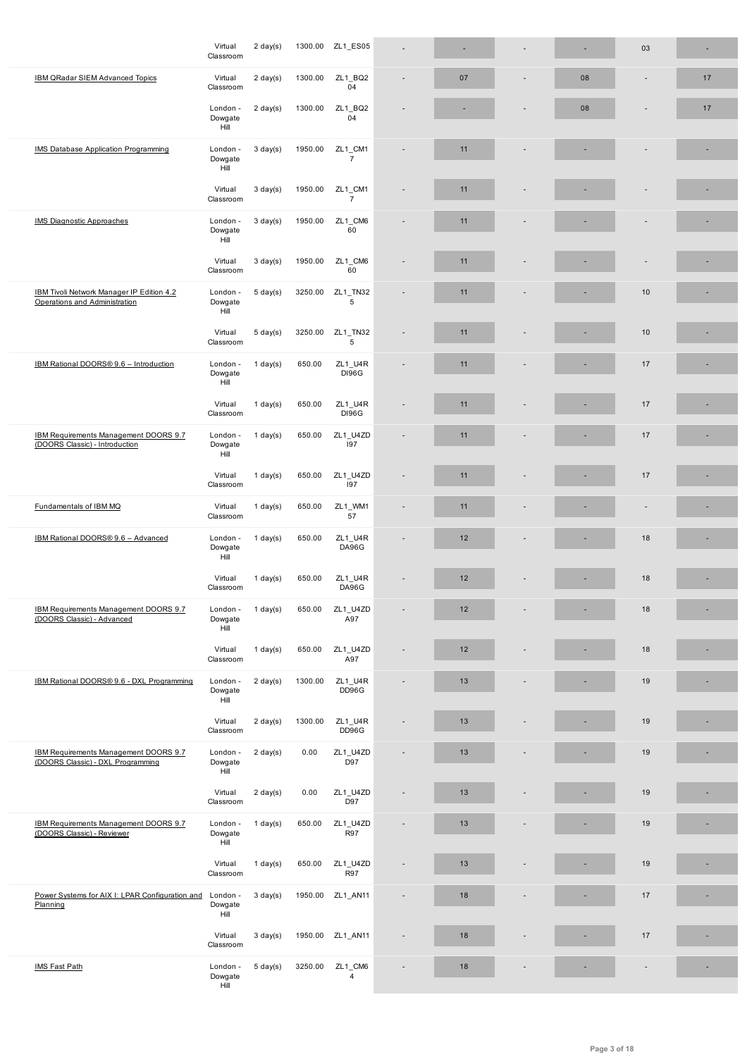| | | | | | | | | | | |
|---|---|---|---|---|---|---|---|---|---|---|
| | Virtual Classroom | 2 day(s) | 1300.00 | ZL1_ES05 | - | - | - | - | 03 | - |
| IBM QRadar SIEM Advanced Topics | Virtual Classroom | 2 day(s) | 1300.00 | ZL1_BQ204 | - | 07 | - | 08 | - | 17 |
| | London - Dowgate Hill | 2 day(s) | 1300.00 | ZL1_BQ204 | - | - | - | 08 | - | 17 |
| IMS Database Application Programming | London - Dowgate Hill | 3 day(s) | 1950.00 | ZL1_CM17 | - | 11 | - | - | - | - |
| | Virtual Classroom | 3 day(s) | 1950.00 | ZL1_CM17 | - | 11 | - | - | - | - |
| IMS Diagnostic Approaches | London - Dowgate Hill | 3 day(s) | 1950.00 | ZL1_CM660 | - | 11 | - | - | - | - |
| | Virtual Classroom | 3 day(s) | 1950.00 | ZL1_CM660 | - | 11 | - | - | - | - |
| IBM Tivoli Network Manager IP Edition 4.2 Operations and Administration | London - Dowgate Hill | 5 day(s) | 3250.00 | ZL1_TN325 | - | 11 | - | - | 10 | - |
| | Virtual Classroom | 5 day(s) | 3250.00 | ZL1_TN325 | - | 11 | - | - | 10 | - |
| IBM Rational DOORS® 9.6 – Introduction | London - Dowgate Hill | 1 day(s) | 650.00 | ZL1_U4RDI96G | - | 11 | - | - | 17 | - |
| | Virtual Classroom | 1 day(s) | 650.00 | ZL1_U4RDI96G | - | 11 | - | - | 17 | - |
| IBM Requirements Management DOORS 9.7 (DOORS Classic) - Introduction | London - Dowgate Hill | 1 day(s) | 650.00 | ZL1_U4ZDI97 | - | 11 | - | - | 17 | - |
| | Virtual Classroom | 1 day(s) | 650.00 | ZL1_U4ZDI97 | - | 11 | - | - | 17 | - |
| Fundamentals of IBM MQ | Virtual Classroom | 1 day(s) | 650.00 | ZL1_WM157 | - | 11 | - | - | - | - |
| IBM Rational DOORS® 9.6 – Advanced | London - Dowgate Hill | 1 day(s) | 650.00 | ZL1_U4RDA96G | - | 12 | - | - | 18 | - |
| | Virtual Classroom | 1 day(s) | 650.00 | ZL1_U4RDA96G | - | 12 | - | - | 18 | - |
| IBM Requirements Management DOORS 9.7 (DOORS Classic) - Advanced | London - Dowgate Hill | 1 day(s) | 650.00 | ZL1_U4ZDA97 | - | 12 | - | - | 18 | - |
| | Virtual Classroom | 1 day(s) | 650.00 | ZL1_U4ZDA97 | - | 12 | - | - | 18 | - |
| IBM Rational DOORS® 9.6 - DXL Programming | London - Dowgate Hill | 2 day(s) | 1300.00 | ZL1_U4RDD96G | - | 13 | - | - | 19 | - |
| | Virtual Classroom | 2 day(s) | 1300.00 | ZL1_U4RDD96G | - | 13 | - | - | 19 | - |
| IBM Requirements Management DOORS 9.7 (DOORS Classic) - DXL Programming | London - Dowgate Hill | 2 day(s) | 0.00 | ZL1_U4ZDD97 | - | 13 | - | - | 19 | - |
| | Virtual Classroom | 2 day(s) | 0.00 | ZL1_U4ZDD97 | - | 13 | - | - | 19 | - |
| IBM Requirements Management DOORS 9.7 (DOORS Classic) - Reviewer | London - Dowgate Hill | 1 day(s) | 650.00 | ZL1_U4ZDR97 | - | 13 | - | - | 19 | - |
| | Virtual Classroom | 1 day(s) | 650.00 | ZL1_U4ZDR97 | - | 13 | - | - | 19 | - |
| Power Systems for AIX I: LPAR Configuration and Planning | London - Dowgate Hill | 3 day(s) | 1950.00 | ZL1_AN11 | - | 18 | - | - | 17 | - |
| | Virtual Classroom | 3 day(s) | 1950.00 | ZL1_AN11 | - | 18 | - | - | 17 | - |
| IMS Fast Path | London - Dowgate Hill | 5 day(s) | 3250.00 | ZL1_CM64 | - | 18 | - | - | - | - |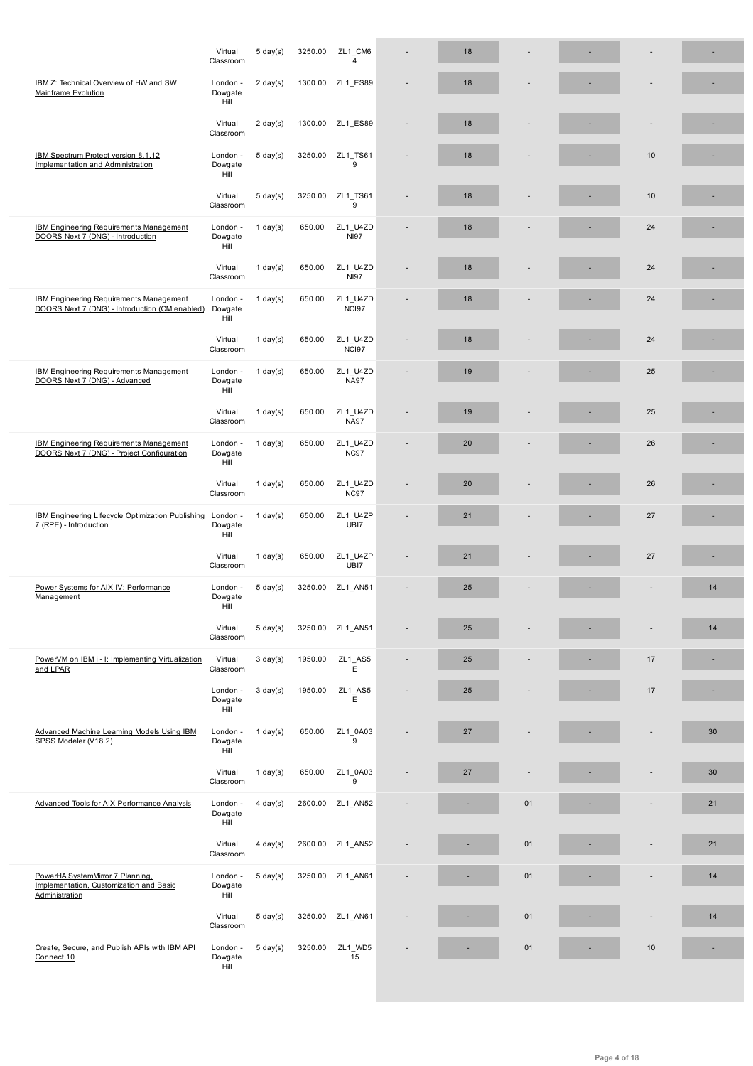| Course | Location | Duration | Price | Code | | | | | | |
|---|---|---|---|---|---|---|---|---|---|---|
| | Virtual Classroom | 5 day(s) | 3250.00 | ZL1_CM64 | - | 18 | - | - | - | - |
| IBM Z: Technical Overview of HW and SW Mainframe Evolution | London - Dowgate Hill | 2 day(s) | 1300.00 | ZL1_ES89 | - | 18 | - | - | - | - |
| | Virtual Classroom | 2 day(s) | 1300.00 | ZL1_ES89 | - | 18 | - | - | - | - |
| IBM Spectrum Protect version 8.1.12 Implementation and Administration | London - Dowgate Hill | 5 day(s) | 3250.00 | ZL1_TS619 | - | 18 | - | - | 10 | - |
| | Virtual Classroom | 5 day(s) | 3250.00 | ZL1_TS619 | - | 18 | - | - | 10 | - |
| IBM Engineering Requirements Management DOORS Next 7 (DNG) - Introduction | London - Dowgate Hill | 1 day(s) | 650.00 | ZL1_U4ZDNI97 | - | 18 | - | - | 24 | - |
| | Virtual Classroom | 1 day(s) | 650.00 | ZL1_U4ZDNI97 | - | 18 | - | - | 24 | - |
| IBM Engineering Requirements Management DOORS Next 7 (DNG) - Introduction (CM enabled) | London - Dowgate Hill | 1 day(s) | 650.00 | ZL1_U4ZDNCI97 | - | 18 | - | - | 24 | - |
| | Virtual Classroom | 1 day(s) | 650.00 | ZL1_U4ZDNCI97 | - | 18 | - | - | 24 | - |
| IBM Engineering Requirements Management DOORS Next 7 (DNG) - Advanced | London - Dowgate Hill | 1 day(s) | 650.00 | ZL1_U4ZDNA97 | - | 19 | - | - | 25 | - |
| | Virtual Classroom | 1 day(s) | 650.00 | ZL1_U4ZDNA97 | - | 19 | - | - | 25 | - |
| IBM Engineering Requirements Management DOORS Next 7 (DNG) - Project Configuration | London - Dowgate Hill | 1 day(s) | 650.00 | ZL1_U4ZDNC97 | - | 20 | - | - | 26 | - |
| | Virtual Classroom | 1 day(s) | 650.00 | ZL1_U4ZDNC97 | - | 20 | - | - | 26 | - |
| IBM Engineering Lifecycle Optimization Publishing 7 (RPE) - Introduction | London - Dowgate Hill | 1 day(s) | 650.00 | ZL1_U4ZPUBI7 | - | 21 | - | - | 27 | - |
| | Virtual Classroom | 1 day(s) | 650.00 | ZL1_U4ZPUBI7 | - | 21 | - | - | 27 | - |
| Power Systems for AIX IV: Performance Management | London - Dowgate Hill | 5 day(s) | 3250.00 | ZL1_AN51 | - | 25 | - | - | - | 14 |
| | Virtual Classroom | 5 day(s) | 3250.00 | ZL1_AN51 | - | 25 | - | - | - | 14 |
| PowerVM on IBM i - I: Implementing Virtualization and LPAR | Virtual Classroom | 3 day(s) | 1950.00 | ZL1_AS5E | - | 25 | - | - | 17 | - |
| | London - Dowgate Hill | 3 day(s) | 1950.00 | ZL1_AS5E | - | 25 | - | - | 17 | - |
| Advanced Machine Learning Models Using IBM SPSS Modeler (V18.2) | London - Dowgate Hill | 1 day(s) | 650.00 | ZL1_0A039 | - | 27 | - | - | - | 30 |
| | Virtual Classroom | 1 day(s) | 650.00 | ZL1_0A039 | - | 27 | - | - | - | 30 |
| Advanced Tools for AIX Performance Analysis | London - Dowgate Hill | 4 day(s) | 2600.00 | ZL1_AN52 | - | - | 01 | - | - | 21 |
| | Virtual Classroom | 4 day(s) | 2600.00 | ZL1_AN52 | - | - | 01 | - | - | 21 |
| PowerHA SystemMirror 7 Planning, Implementation, Customization and Basic Administration | London - Dowgate Hill | 5 day(s) | 3250.00 | ZL1_AN61 | - | - | 01 | - | - | 14 |
| | Virtual Classroom | 5 day(s) | 3250.00 | ZL1_AN61 | - | - | 01 | - | - | 14 |
| Create, Secure, and Publish APIs with IBM API Connect 10 | London - Dowgate Hill | 5 day(s) | 3250.00 | ZL1_WD515 | - | - | 01 | - | 10 | - |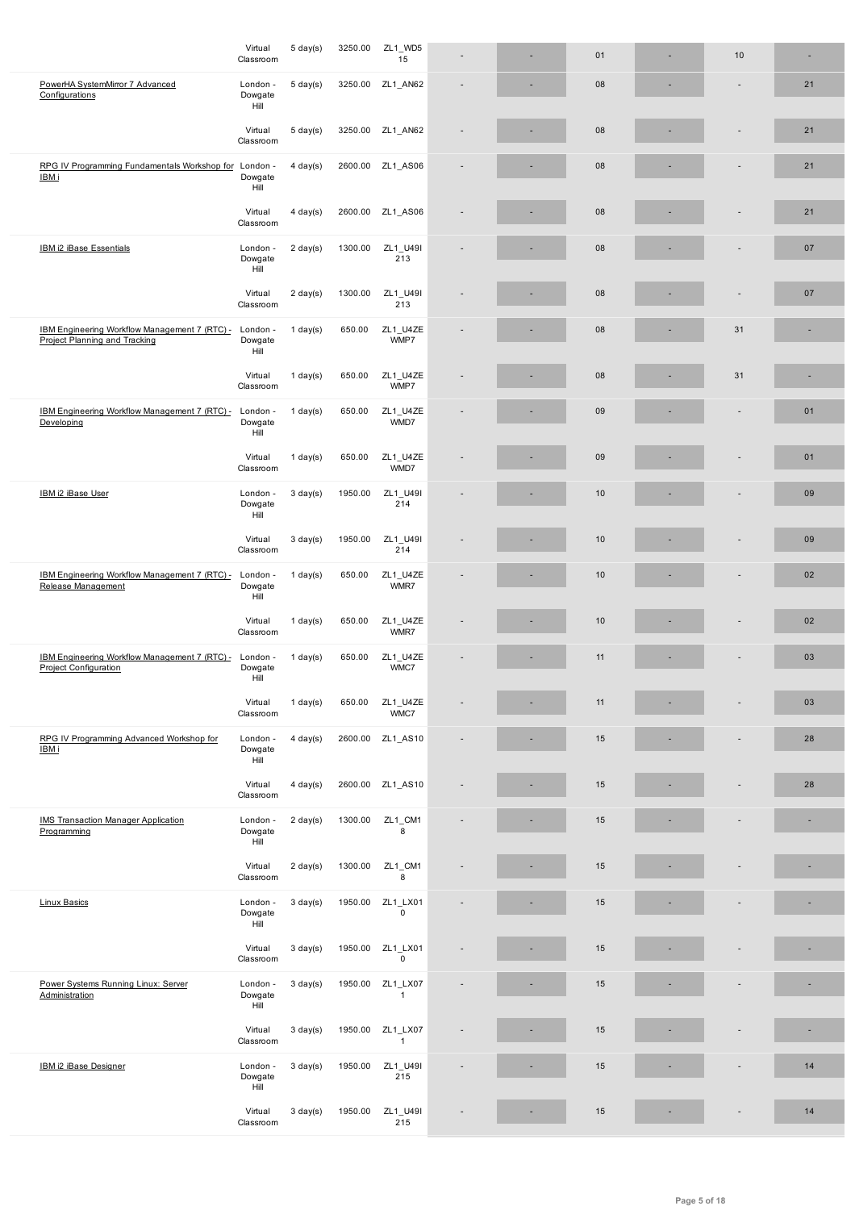|  |  |  |  |  |  |  |  |  |  |  |
|---|---|---|---|---|---|---|---|---|---|---|
|  | Virtual Classroom | 5 day(s) | 3250.00 | ZL1_WD515 | - | - | 01 | - | 10 | - |
| PowerHA SystemMirror 7 Advanced Configurations | London - Dowgate Hill | 5 day(s) | 3250.00 | ZL1_AN62 | - | - | 08 | - | - | 21 |
|  | Virtual Classroom | 5 day(s) | 3250.00 | ZL1_AN62 | - | - | 08 | - | - | 21 |
| RPG IV Programming Fundamentals Workshop for IBM i | London - Dowgate Hill | 4 day(s) | 2600.00 | ZL1_AS06 | - | - | 08 | - | - | 21 |
|  | Virtual Classroom | 4 day(s) | 2600.00 | ZL1_AS06 | - | - | 08 | - | - | 21 |
| IBM i2 iBase Essentials | London - Dowgate Hill | 2 day(s) | 1300.00 | ZL1_U49I213 | - | - | 08 | - | - | 07 |
|  | Virtual Classroom | 2 day(s) | 1300.00 | ZL1_U49I213 | - | - | 08 | - | - | 07 |
| IBM Engineering Workflow Management 7 (RTC) - Project Planning and Tracking | London - Dowgate Hill | 1 day(s) | 650.00 | ZL1_U4ZEWMP7 | - | - | 08 | - | 31 | - |
|  | Virtual Classroom | 1 day(s) | 650.00 | ZL1_U4ZEWMP7 | - | - | 08 | - | 31 | - |
| IBM Engineering Workflow Management 7 (RTC) - Developing | London - Dowgate Hill | 1 day(s) | 650.00 | ZL1_U4ZEWMD7 | - | - | 09 | - | - | 01 |
|  | Virtual Classroom | 1 day(s) | 650.00 | ZL1_U4ZEWMD7 | - | - | 09 | - | - | 01 |
| IBM i2 iBase User | London - Dowgate Hill | 3 day(s) | 1950.00 | ZL1_U49I214 | - | - | 10 | - | - | 09 |
|  | Virtual Classroom | 3 day(s) | 1950.00 | ZL1_U49I214 | - | - | 10 | - | - | 09 |
| IBM Engineering Workflow Management 7 (RTC) - Release Management | London - Dowgate Hill | 1 day(s) | 650.00 | ZL1_U4ZEWMR7 | - | - | 10 | - | - | 02 |
|  | Virtual Classroom | 1 day(s) | 650.00 | ZL1_U4ZEWMR7 | - | - | 10 | - | - | 02 |
| IBM Engineering Workflow Management 7 (RTC) - Project Configuration | London - Dowgate Hill | 1 day(s) | 650.00 | ZL1_U4ZEWMC7 | - | - | 11 | - | - | 03 |
|  | Virtual Classroom | 1 day(s) | 650.00 | ZL1_U4ZEWMC7 | - | - | 11 | - | - | 03 |
| RPG IV Programming Advanced Workshop for IBM i | London - Dowgate Hill | 4 day(s) | 2600.00 | ZL1_AS10 | - | - | 15 | - | - | 28 |
|  | Virtual Classroom | 4 day(s) | 2600.00 | ZL1_AS10 | - | - | 15 | - | - | 28 |
| IMS Transaction Manager Application Programming | London - Dowgate Hill | 2 day(s) | 1300.00 | ZL1_CM18 | - | - | 15 | - | - | - |
|  | Virtual Classroom | 2 day(s) | 1300.00 | ZL1_CM18 | - | - | 15 | - | - | - |
| Linux Basics | London - Dowgate Hill | 3 day(s) | 1950.00 | ZL1_LX010 | - | - | 15 | - | - | - |
|  | Virtual Classroom | 3 day(s) | 1950.00 | ZL1_LX010 | - | - | 15 | - | - | - |
| Power Systems Running Linux: Server Administration | London - Dowgate Hill | 3 day(s) | 1950.00 | ZL1_LX071 | - | - | 15 | - | - | - |
|  | Virtual Classroom | 3 day(s) | 1950.00 | ZL1_LX071 | - | - | 15 | - | - | - |
| IBM i2 iBase Designer | London - Dowgate Hill | 3 day(s) | 1950.00 | ZL1_U49I215 | - | - | 15 | - | - | 14 |
|  | Virtual Classroom | 3 day(s) | 1950.00 | ZL1_U49I215 | - | - | 15 | - | - | 14 |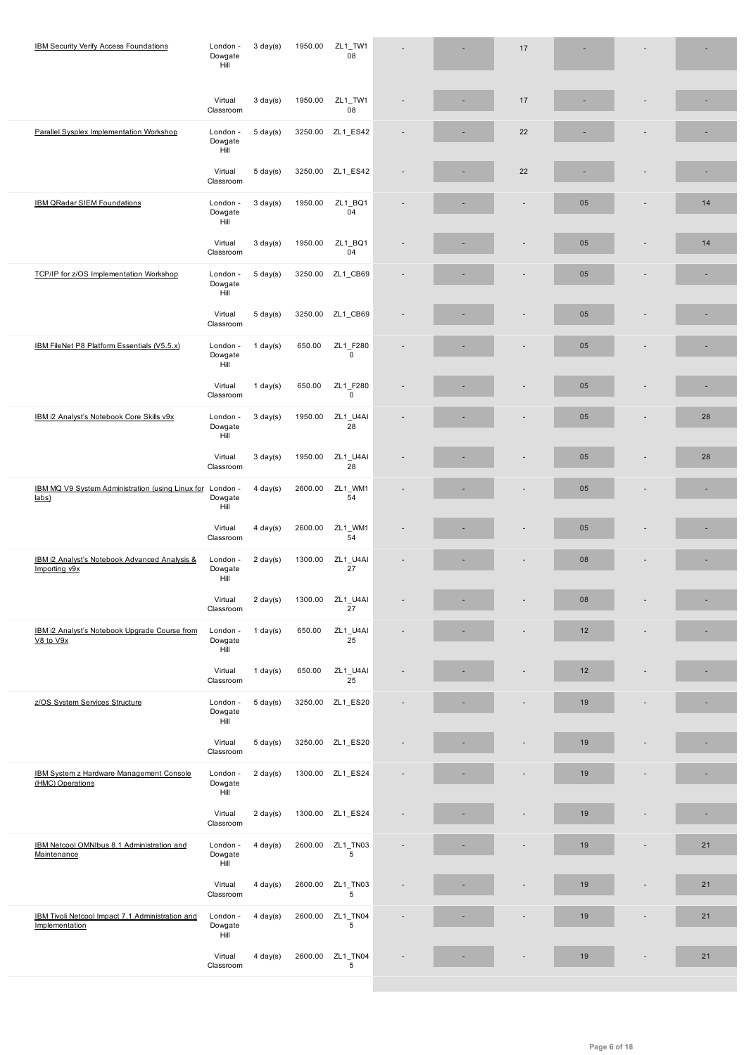| | | | | | | | | | | |
|---|---|---|---|---|---|---|---|---|---|---|
| IBM Security Verify Access Foundations | London - Dowgate Hill | 3 day(s) | 1950.00 | ZL1_TW108 | - | - | 17 | - | - | - |
| | Virtual Classroom | 3 day(s) | 1950.00 | ZL1_TW108 | - | - | 17 | - | - | - |
| Parallel Sysplex Implementation Workshop | London - Dowgate Hill | 5 day(s) | 3250.00 | ZL1_ES42 | - | - | 22 | - | - | - |
| | Virtual Classroom | 5 day(s) | 3250.00 | ZL1_ES42 | - | - | 22 | - | - | - |
| IBM QRadar SIEM Foundations | London - Dowgate Hill | 3 day(s) | 1950.00 | ZL1_BQ104 | - | - | - | 05 | - | 14 |
| | Virtual Classroom | 3 day(s) | 1950.00 | ZL1_BQ104 | - | - | - | 05 | - | 14 |
| TCP/IP for z/OS Implementation Workshop | London - Dowgate Hill | 5 day(s) | 3250.00 | ZL1_CB69 | - | - | - | 05 | - | - |
| | Virtual Classroom | 5 day(s) | 3250.00 | ZL1_CB69 | - | - | - | 05 | - | - |
| IBM FileNet P8 Platform Essentials (V5.5.x) | London - Dowgate Hill | 1 day(s) | 650.00 | ZL1_F2800 | - | - | - | 05 | - | - |
| | Virtual Classroom | 1 day(s) | 650.00 | ZL1_F2800 | - | - | - | 05 | - | - |
| IBM i2 Analyst's Notebook Core Skills v9x | London - Dowgate Hill | 3 day(s) | 1950.00 | ZL1_U4AI28 | - | - | - | 05 | - | 28 |
| | Virtual Classroom | 3 day(s) | 1950.00 | ZL1_U4AI28 | - | - | - | 05 | - | 28 |
| IBM MQ V9 System Administration (using Linux for labs) | London - Dowgate Hill | 4 day(s) | 2600.00 | ZL1_WM154 | - | - | - | 05 | - | - |
| | Virtual Classroom | 4 day(s) | 2600.00 | ZL1_WM154 | - | - | - | 05 | - | - |
| IBM i2 Analyst's Notebook Advanced Analysis & Importing v9x | London - Dowgate Hill | 2 day(s) | 1300.00 | ZL1_U4AI27 | - | - | - | 08 | - | - |
| | Virtual Classroom | 2 day(s) | 1300.00 | ZL1_U4AI27 | - | - | - | 08 | - | - |
| IBM i2 Analyst's Notebook Upgrade Course from V8 to V9x | London - Dowgate Hill | 1 day(s) | 650.00 | ZL1_U4AI25 | - | - | - | 12 | - | - |
| | Virtual Classroom | 1 day(s) | 650.00 | ZL1_U4AI25 | - | - | - | 12 | - | - |
| z/OS System Services Structure | London - Dowgate Hill | 5 day(s) | 3250.00 | ZL1_ES20 | - | - | - | 19 | - | - |
| | Virtual Classroom | 5 day(s) | 3250.00 | ZL1_ES20 | - | - | - | 19 | - | - |
| IBM System z Hardware Management Console (HMC) Operations | London - Dowgate Hill | 2 day(s) | 1300.00 | ZL1_ES24 | - | - | - | 19 | - | - |
| | Virtual Classroom | 2 day(s) | 1300.00 | ZL1_ES24 | - | - | - | 19 | - | - |
| IBM Netcool OMNIbus 8.1 Administration and Maintenance | London - Dowgate Hill | 4 day(s) | 2600.00 | ZL1_TN035 | - | - | - | 19 | - | 21 |
| | Virtual Classroom | 4 day(s) | 2600.00 | ZL1_TN035 | - | - | - | 19 | - | 21 |
| IBM Tivoli Netcool Impact 7.1 Administration and Implementation | London - Dowgate Hill | 4 day(s) | 2600.00 | ZL1_TN045 | - | - | - | 19 | - | 21 |
| | Virtual Classroom | 4 day(s) | 2600.00 | ZL1_TN045 | - | - | - | 19 | - | 21 |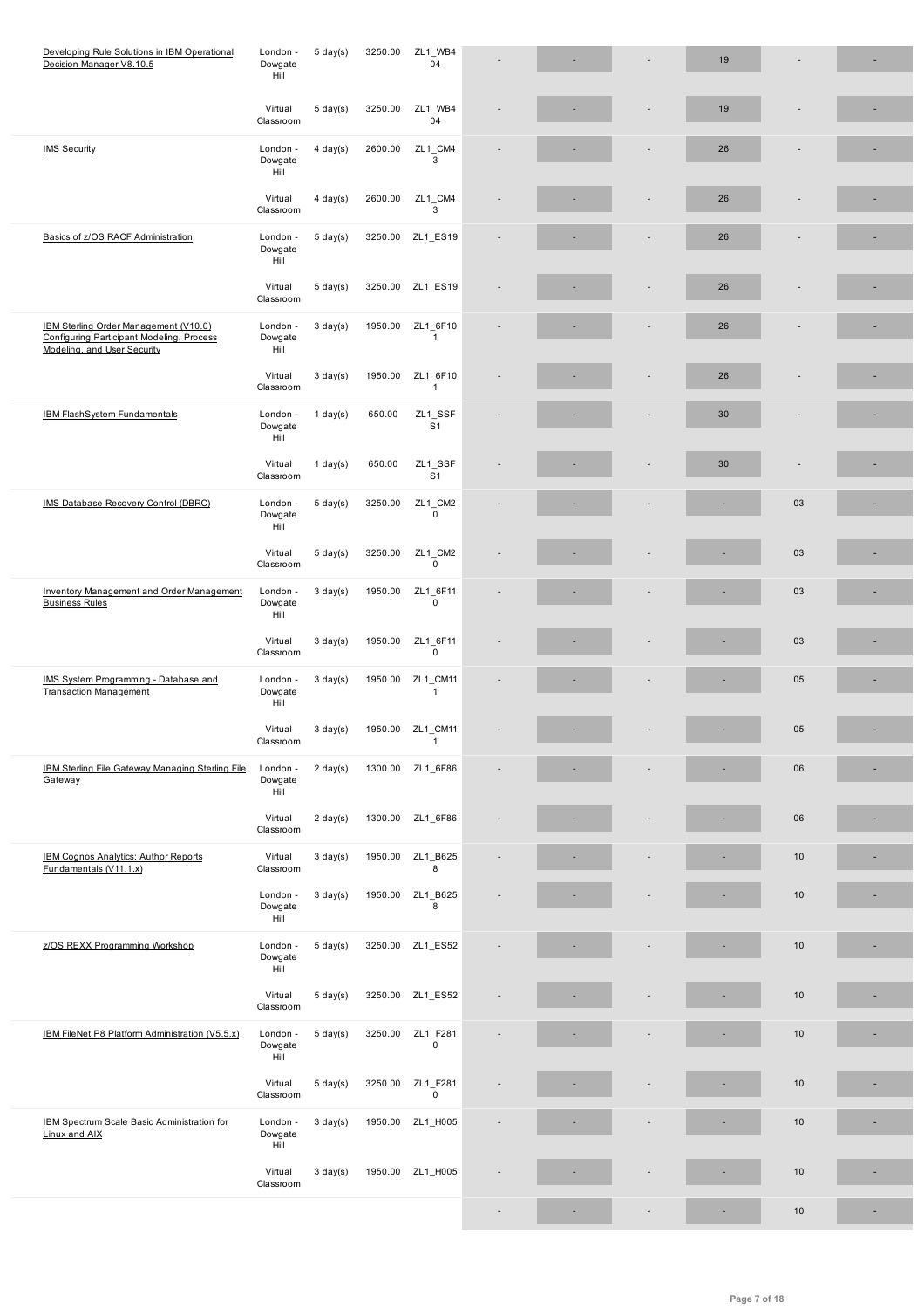| Course | Location | Duration | Price | Code | | | | | | |
|---|---|---|---|---|---|---|---|---|---|---|
| Developing Rule Solutions in IBM Operational Decision Manager V8.10.5 | London - Dowgate Hill | 5 day(s) | 3250.00 | ZL1_WB404 | - | - | - | 19 | - | - |
| | Virtual Classroom | 5 day(s) | 3250.00 | ZL1_WB404 | - | - | - | 19 | - | - |
| IMS Security | London - Dowgate Hill | 4 day(s) | 2600.00 | ZL1_CM43 | - | - | - | 26 | - | - |
| | Virtual Classroom | 4 day(s) | 2600.00 | ZL1_CM43 | - | - | - | 26 | - | - |
| Basics of z/OS RACF Administration | London - Dowgate Hill | 5 day(s) | 3250.00 | ZL1_ES19 | - | - | - | 26 | - | - |
| | Virtual Classroom | 5 day(s) | 3250.00 | ZL1_ES19 | - | - | - | 26 | - | - |
| IBM Sterling Order Management (V10.0) Configuring Participant Modeling, Process Modeling, and User Security | London - Dowgate Hill | 3 day(s) | 1950.00 | ZL1_6F101 | - | - | - | 26 | - | - |
| | Virtual Classroom | 3 day(s) | 1950.00 | ZL1_6F101 | - | - | - | 26 | - | - |
| IBM FlashSystem Fundamentals | London - Dowgate Hill | 1 day(s) | 650.00 | ZL1_SSFS1 | - | - | - | 30 | - | - |
| | Virtual Classroom | 1 day(s) | 650.00 | ZL1_SSFS1 | - | - | - | 30 | - | - |
| IMS Database Recovery Control (DBRC) | London - Dowgate Hill | 5 day(s) | 3250.00 | ZL1_CM20 | - | - | - | - | 03 | - |
| | Virtual Classroom | 5 day(s) | 3250.00 | ZL1_CM20 | - | - | - | - | 03 | - |
| Inventory Management and Order Management Business Rules | London - Dowgate Hill | 3 day(s) | 1950.00 | ZL1_6F110 | - | - | - | - | 03 | - |
| | Virtual Classroom | 3 day(s) | 1950.00 | ZL1_6F110 | - | - | - | - | 03 | - |
| IMS System Programming - Database and Transaction Management | London - Dowgate Hill | 3 day(s) | 1950.00 | ZL1_CM111 | - | - | - | - | 05 | - |
| | Virtual Classroom | 3 day(s) | 1950.00 | ZL1_CM111 | - | - | - | - | 05 | - |
| IBM Sterling File Gateway Managing Sterling File Gateway | London - Dowgate Hill | 2 day(s) | 1300.00 | ZL1_6F86 | - | - | - | - | 06 | - |
| | Virtual Classroom | 2 day(s) | 1300.00 | ZL1_6F86 | - | - | - | - | 06 | - |
| IBM Cognos Analytics: Author Reports Fundamentals (V11.1.x) | Virtual Classroom | 3 day(s) | 1950.00 | ZL1_B6258 | - | - | - | - | 10 | - |
| | London - Dowgate Hill | 3 day(s) | 1950.00 | ZL1_B6258 | - | - | - | - | 10 | - |
| z/OS REXX Programming Workshop | London - Dowgate Hill | 5 day(s) | 3250.00 | ZL1_ES52 | - | - | - | - | 10 | - |
| | Virtual Classroom | 5 day(s) | 3250.00 | ZL1_ES52 | - | - | - | - | 10 | - |
| IBM FileNet P8 Platform Administration (V5.5.x) | London - Dowgate Hill | 5 day(s) | 3250.00 | ZL1_F2810 | - | - | - | - | 10 | - |
| | Virtual Classroom | 5 day(s) | 3250.00 | ZL1_F2810 | - | - | - | - | 10 | - |
| IBM Spectrum Scale Basic Administration for Linux and AIX | London - Dowgate Hill | 3 day(s) | 1950.00 | ZL1_H005 | - | - | - | - | 10 | - |
| | Virtual Classroom | 3 day(s) | 1950.00 | ZL1_H005 | - | - | - | - | 10 | - |
| | | | | | - | - | - | - | 10 | - |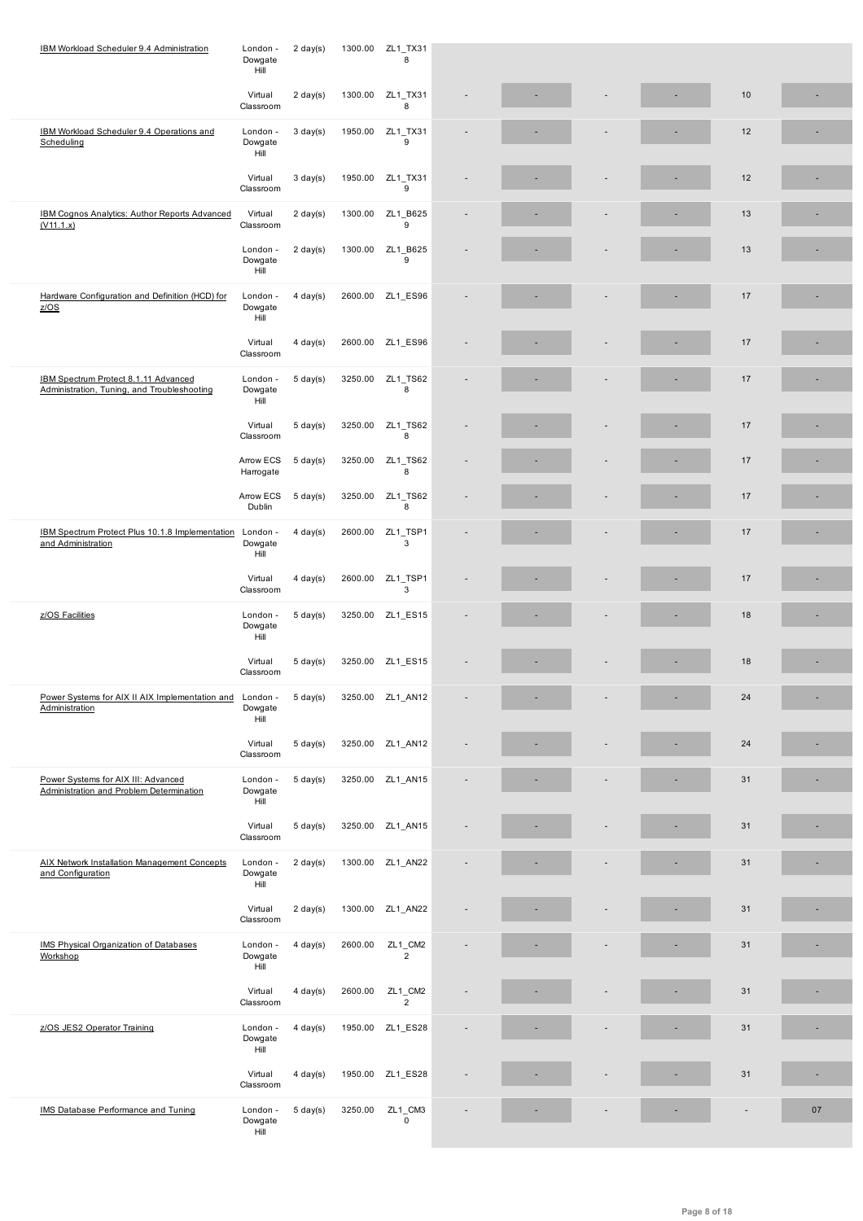| Course | Location | Duration | Price | Code | | | | | | | |
|---|---|---|---|---|---|---|---|---|---|---|---|
| IBM Workload Scheduler 9.4 Administration | London - Dowgate Hill | 2 day(s) | 1300.00 | ZL1_TX318 | | | | | | | |
| | Virtual Classroom | 2 day(s) | 1300.00 | ZL1_TX318 | - | - | - | - | 10 | - |
| IBM Workload Scheduler 9.4 Operations and Scheduling | London - Dowgate Hill | 3 day(s) | 1950.00 | ZL1_TX319 | - | - | - | - | 12 | - |
| | Virtual Classroom | 3 day(s) | 1950.00 | ZL1_TX319 | - | - | - | - | 12 | - |
| IBM Cognos Analytics: Author Reports Advanced (V11.1.x) | Virtual Classroom | 2 day(s) | 1300.00 | ZL1_B6259 | - | - | - | - | 13 | - |
| | London - Dowgate Hill | 2 day(s) | 1300.00 | ZL1_B6259 | - | - | - | - | 13 | - |
| Hardware Configuration and Definition (HCD) for z/OS | London - Dowgate Hill | 4 day(s) | 2600.00 | ZL1_ES96 | - | - | - | - | 17 | - |
| | Virtual Classroom | 4 day(s) | 2600.00 | ZL1_ES96 | - | - | - | - | 17 | - |
| IBM Spectrum Protect 8.1.11 Advanced Administration, Tuning, and Troubleshooting | London - Dowgate Hill | 5 day(s) | 3250.00 | ZL1_TS628 | - | - | - | - | 17 | - |
| | Virtual Classroom | 5 day(s) | 3250.00 | ZL1_TS628 | - | - | - | - | 17 | - |
| | Arrow ECS Harrogate | 5 day(s) | 3250.00 | ZL1_TS628 | - | - | - | - | 17 | - |
| | Arrow ECS Dublin | 5 day(s) | 3250.00 | ZL1_TS628 | - | - | - | - | 17 | - |
| IBM Spectrum Protect Plus 10.1.8 Implementation and Administration | London - Dowgate Hill | 4 day(s) | 2600.00 | ZL1_TSP13 | - | - | - | - | 17 | - |
| | Virtual Classroom | 4 day(s) | 2600.00 | ZL1_TSP13 | - | - | - | - | 17 | - |
| z/OS Facilities | London - Dowgate Hill | 5 day(s) | 3250.00 | ZL1_ES15 | - | - | - | - | 18 | - |
| | Virtual Classroom | 5 day(s) | 3250.00 | ZL1_ES15 | - | - | - | - | 18 | - |
| Power Systems for AIX II AIX Implementation and Administration | London - Dowgate Hill | 5 day(s) | 3250.00 | ZL1_AN12 | - | - | - | - | 24 | - |
| | Virtual Classroom | 5 day(s) | 3250.00 | ZL1_AN12 | - | - | - | - | 24 | - |
| Power Systems for AIX III: Advanced Administration and Problem Determination | London - Dowgate Hill | 5 day(s) | 3250.00 | ZL1_AN15 | - | - | - | - | 31 | - |
| | Virtual Classroom | 5 day(s) | 3250.00 | ZL1_AN15 | - | - | - | - | 31 | - |
| AIX Network Installation Management Concepts and Configuration | London - Dowgate Hill | 2 day(s) | 1300.00 | ZL1_AN22 | - | - | - | - | 31 | - |
| | Virtual Classroom | 2 day(s) | 1300.00 | ZL1_AN22 | - | - | - | - | 31 | - |
| IMS Physical Organization of Databases Workshop | London - Dowgate Hill | 4 day(s) | 2600.00 | ZL1_CM2 2 | - | - | - | - | 31 | - |
| | Virtual Classroom | 4 day(s) | 2600.00 | ZL1_CM2 2 | - | - | - | - | 31 | - |
| z/OS JES2 Operator Training | London - Dowgate Hill | 4 day(s) | 1950.00 | ZL1_ES28 | - | - | - | - | 31 | - |
| | Virtual Classroom | 4 day(s) | 1950.00 | ZL1_ES28 | - | - | - | - | 31 | - |
| IMS Database Performance and Tuning | London - Dowgate Hill | 5 day(s) | 3250.00 | ZL1_CM3 0 | - | - | - | - | - | 07 |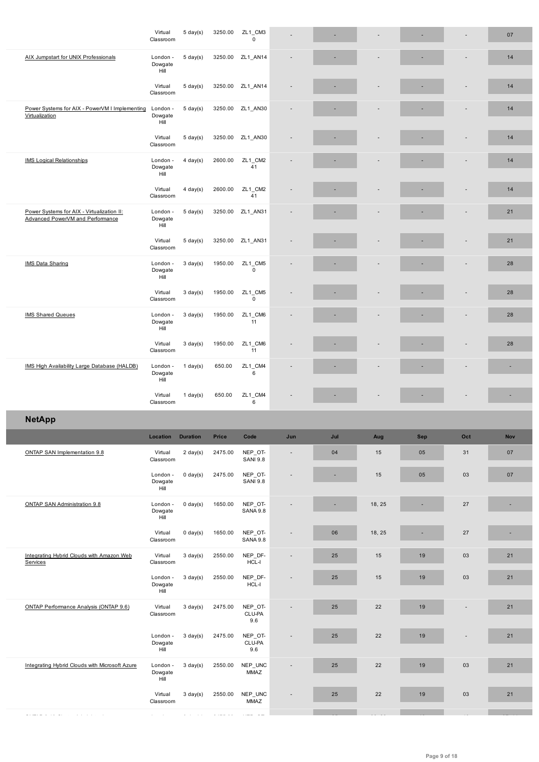| | Location | Duration | Price | Code | Jun | Jul | Aug | Sep | Oct | Nov |
|---|---|---|---|---|---|---|---|---|---|---|
| | Virtual Classroom | 5 day(s) | 3250.00 | ZL1_CM30 | - | - | - | - | - | 07 |
| AIX Jumpstart for UNIX Professionals | London - Dowgate Hill | 5 day(s) | 3250.00 | ZL1_AN14 | - | - | - | - | - | 14 |
| | Virtual Classroom | 5 day(s) | 3250.00 | ZL1_AN14 | - | - | - | - | - | 14 |
| Power Systems for AIX - PowerVM I Implementing Virtualization | London - Dowgate Hill | 5 day(s) | 3250.00 | ZL1_AN30 | - | - | - | - | - | 14 |
| | Virtual Classroom | 5 day(s) | 3250.00 | ZL1_AN30 | - | - | - | - | - | 14 |
| IMS Logical Relationships | London - Dowgate Hill | 4 day(s) | 2600.00 | ZL1_CM241 | - | - | - | - | - | 14 |
| | Virtual Classroom | 4 day(s) | 2600.00 | ZL1_CM241 | - | - | - | - | - | 14 |
| Power Systems for AIX - Virtualization II: Advanced PowerVM and Performance | London - Dowgate Hill | 5 day(s) | 3250.00 | ZL1_AN31 | - | - | - | - | - | 21 |
| | Virtual Classroom | 5 day(s) | 3250.00 | ZL1_AN31 | - | - | - | - | - | 21 |
| IMS Data Sharing | London - Dowgate Hill | 3 day(s) | 1950.00 | ZL1_CM50 | - | - | - | - | - | 28 |
| | Virtual Classroom | 3 day(s) | 1950.00 | ZL1_CM50 | - | - | - | - | - | 28 |
| IMS Shared Queues | London - Dowgate Hill | 3 day(s) | 1950.00 | ZL1_CM611 | - | - | - | - | - | 28 |
| | Virtual Classroom | 3 day(s) | 1950.00 | ZL1_CM611 | - | - | - | - | - | 28 |
| IMS High Availability Large Database (HALDB) | London - Dowgate Hill | 1 day(s) | 650.00 | ZL1_CM46 | - | - | - | - | - | - |
| | Virtual Classroom | 1 day(s) | 650.00 | ZL1_CM46 | - | - | - | - | - | - |

## NetApp

| | Location | Duration | Price | Code | Jun | Jul | Aug | Sep | Oct | Nov |
|---|---|---|---|---|---|---|---|---|---|---|
| ONTAP SAN Implementation 9.8 | Virtual Classroom | 2 day(s) | 2475.00 | NEP_OT-SANI 9.8 | - | 04 | 15 | 05 | 31 | 07 |
| | London - Dowgate Hill | 0 day(s) | 2475.00 | NEP_OT-SANI 9.8 | - | - | 15 | 05 | 03 | 07 |
| ONTAP SAN Administration 9.8 | London - Dowgate Hill | 0 day(s) | 1650.00 | NEP_OT-SANA 9.8 | - | - | 18, 25 | - | 27 | - |
| | Virtual Classroom | 0 day(s) | 1650.00 | NEP_OT-SANA 9.8 | - | 06 | 18, 25 | - | 27 | - |
| Integrating Hybrid Clouds with Amazon Web Services | Virtual Classroom | 3 day(s) | 2550.00 | NEP_DF-HCL-I | - | 25 | 15 | 19 | 03 | 21 |
| | London - Dowgate Hill | 3 day(s) | 2550.00 | NEP_DF-HCL-I | - | 25 | 15 | 19 | 03 | 21 |
| ONTAP Performance Analysis (ONTAP 9.6) | Virtual Classroom | 3 day(s) | 2475.00 | NEP_OT-CLU-PA 9.6 | - | 25 | 22 | 19 | - | 21 |
| | London - Dowgate Hill | 3 day(s) | 2475.00 | NEP_OT-CLU-PA 9.6 | - | 25 | 22 | 19 | - | 21 |
| Integrating Hybrid Clouds with Microsoft Azure | London - Dowgate Hill | 3 day(s) | 2550.00 | NEP_UNCMMAZ | - | 25 | 22 | 19 | 03 | 21 |
| | Virtual Classroom | 3 day(s) | 2550.00 | NEP_UNCMMAZ | - | 25 | 22 | 19 | 03 | 21 |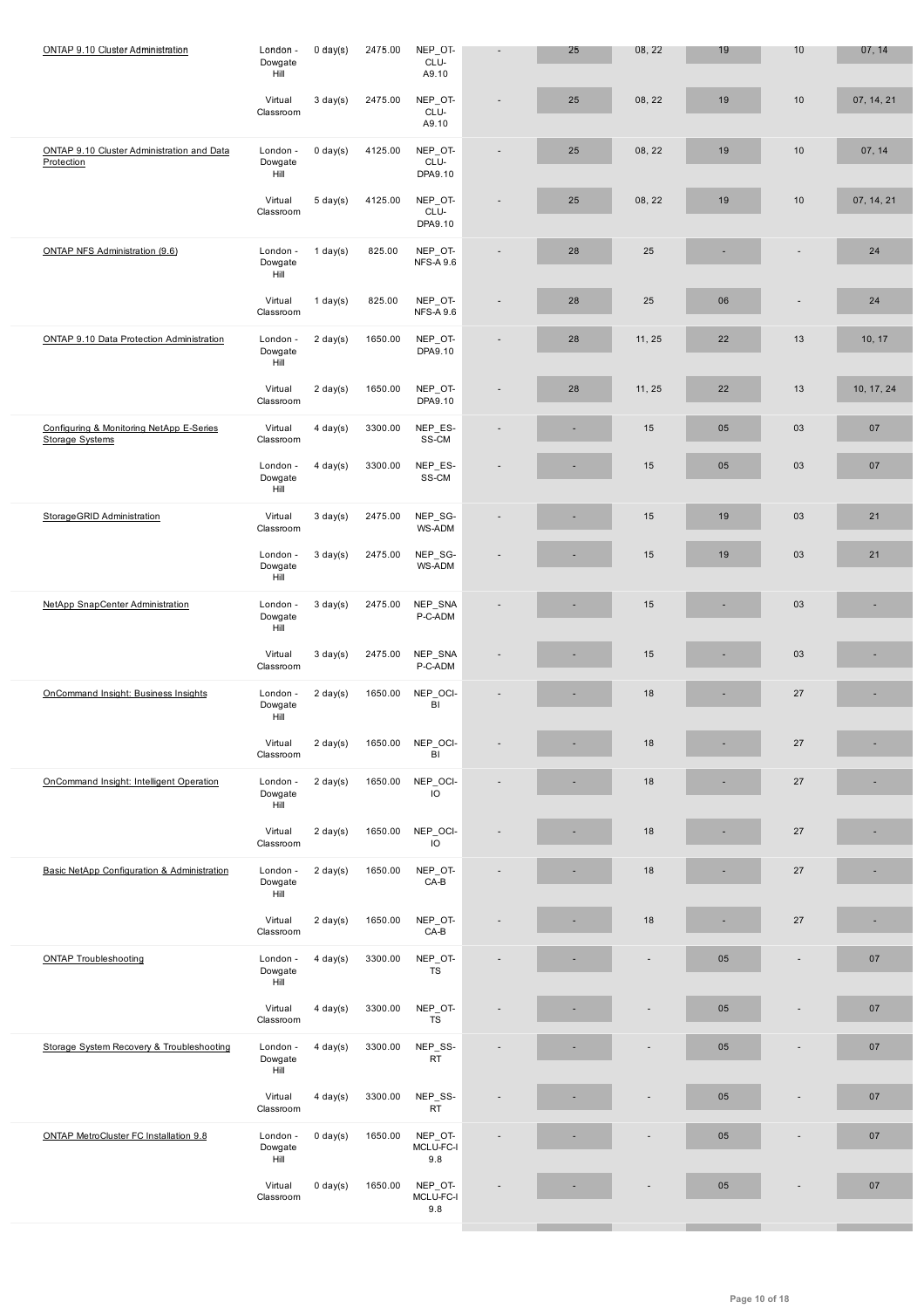| | | | | | | | | | | |
|---|---|---|---|---|---|---|---|---|---|---|
| ONTAP 9.10 Cluster Administration | London - Dowgate Hill | 0 day(s) | 2475.00 | NEP_OT-CLU-A9.10 | - | 25 | 08, 22 | 19 | 10 | 07, 14 |
| | Virtual Classroom | 3 day(s) | 2475.00 | NEP_OT-CLU-A9.10 | - | 25 | 08, 22 | 19 | 10 | 07, 14, 21 |
| ONTAP 9.10 Cluster Administration and Data Protection | London - Dowgate Hill | 0 day(s) | 4125.00 | NEP_OT-CLU-DPA9.10 | - | 25 | 08, 22 | 19 | 10 | 07, 14 |
| | Virtual Classroom | 5 day(s) | 4125.00 | NEP_OT-CLU-DPA9.10 | - | 25 | 08, 22 | 19 | 10 | 07, 14, 21 |
| ONTAP NFS Administration (9.6) | London - Dowgate Hill | 1 day(s) | 825.00 | NEP_OT-NFS-A 9.6 | - | 28 | 25 | - | - | 24 |
| | Virtual Classroom | 1 day(s) | 825.00 | NEP_OT-NFS-A 9.6 | - | 28 | 25 | 06 | - | 24 |
| ONTAP 9.10 Data Protection Administration | London - Dowgate Hill | 2 day(s) | 1650.00 | NEP_OT-DPA9.10 | - | 28 | 11, 25 | 22 | 13 | 10, 17 |
| | Virtual Classroom | 2 day(s) | 1650.00 | NEP_OT-DPA9.10 | - | 28 | 11, 25 | 22 | 13 | 10, 17, 24 |
| Configuring & Monitoring NetApp E-Series Storage Systems | Virtual Classroom | 4 day(s) | 3300.00 | NEP_ES-SS-CM | - | - | 15 | 05 | 03 | 07 |
| | London - Dowgate Hill | 4 day(s) | 3300.00 | NEP_ES-SS-CM | - | - | 15 | 05 | 03 | 07 |
| StorageGRID Administration | Virtual Classroom | 3 day(s) | 2475.00 | NEP_SG-WS-ADM | - | - | 15 | 19 | 03 | 21 |
| | London - Dowgate Hill | 3 day(s) | 2475.00 | NEP_SG-WS-ADM | - | - | 15 | 19 | 03 | 21 |
| NetApp SnapCenter Administration | London - Dowgate Hill | 3 day(s) | 2475.00 | NEP_SNAP-C-ADM | - | - | 15 | - | 03 | - |
| | Virtual Classroom | 3 day(s) | 2475.00 | NEP_SNAP-C-ADM | - | - | 15 | - | 03 | - |
| OnCommand Insight: Business Insights | London - Dowgate Hill | 2 day(s) | 1650.00 | NEP_OCI-BI | - | - | 18 | - | 27 | - |
| | Virtual Classroom | 2 day(s) | 1650.00 | NEP_OCI-BI | - | - | 18 | - | 27 | - |
| OnCommand Insight: Intelligent Operation | London - Dowgate Hill | 2 day(s) | 1650.00 | NEP_OCI-IO | - | - | 18 | - | 27 | - |
| | Virtual Classroom | 2 day(s) | 1650.00 | NEP_OCI-IO | - | - | 18 | - | 27 | - |
| Basic NetApp Configuration & Administration | London - Dowgate Hill | 2 day(s) | 1650.00 | NEP_OT-CA-B | - | - | 18 | - | 27 | - |
| | Virtual Classroom | 2 day(s) | 1650.00 | NEP_OT-CA-B | - | - | 18 | - | 27 | - |
| ONTAP Troubleshooting | London - Dowgate Hill | 4 day(s) | 3300.00 | NEP_OT-TS | - | - | - | 05 | - | 07 |
| | Virtual Classroom | 4 day(s) | 3300.00 | NEP_OT-TS | - | - | - | 05 | - | 07 |
| Storage System Recovery & Troubleshooting | London - Dowgate Hill | 4 day(s) | 3300.00 | NEP_SS-RT | - | - | - | 05 | - | 07 |
| | Virtual Classroom | 4 day(s) | 3300.00 | NEP_SS-RT | - | - | - | 05 | - | 07 |
| ONTAP MetroCluster FC Installation 9.8 | London - Dowgate Hill | 0 day(s) | 1650.00 | NEP_OT-MCLU-FC-I 9.8 | - | - | - | 05 | - | 07 |
| | Virtual Classroom | 0 day(s) | 1650.00 | NEP_OT-MCLU-FC-I 9.8 | - | - | - | 05 | - | 07 |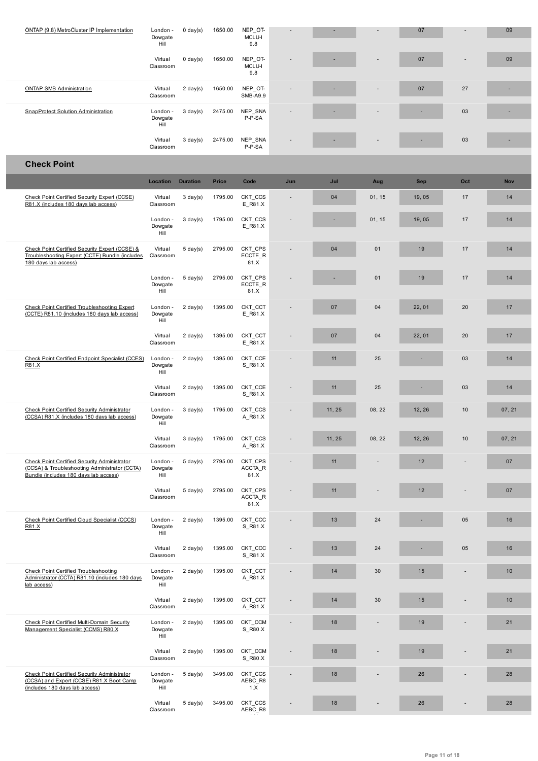| | Location | Duration | Price | Code | Jun | Jul | Aug | Sep | Oct | Nov |
|---|---|---|---|---|---|---|---|---|---|---|
| ONTAP (9.8) MetroCluster IP Implementation | London - Dowgate Hill | 0 day(s) | 1650.00 | NEP_OT-MCLU-I 9.8 | - | - | - | 07 | - | 09 |
| | Virtual Classroom | 0 day(s) | 1650.00 | NEP_OT-MCLU-I 9.8 | - | - | - | 07 | - | 09 |
| ONTAP SMB Administration | Virtual Classroom | 2 day(s) | 1650.00 | NEP_OT-SMB-A9.9 | - | - | - | 07 | 27 | - |
| SnapProtect Solution Administration | London - Dowgate Hill | 3 day(s) | 2475.00 | NEP_SNAP-P-SA | - | - | - | - | 03 | - |
| | Virtual Classroom | 3 day(s) | 2475.00 | NEP_SNAP-P-SA | - | - | - | - | 03 | - |

## Check Point

| | Location | Duration | Price | Code | Jun | Jul | Aug | Sep | Oct | Nov |
|---|---|---|---|---|---|---|---|---|---|---|
| Check Point Certified Security Expert (CCSE) R81.X (includes 180 days lab access) | Virtual Classroom | 3 day(s) | 1795.00 | CKT_CCSE_R81.X | - | 04 | 01, 15 | 19, 05 | 17 | 14 |
| | London - Dowgate Hill | 3 day(s) | 1795.00 | CKT_CCSE_R81.X | - | - | 01, 15 | 19, 05 | 17 | 14 |
| Check Point Certified Security Expert (CCSE) & Troubleshooting Expert (CCTE) Bundle (includes 180 days lab access) | Virtual Classroom | 5 day(s) | 2795.00 | CKT_CPSECCTE_R81.X | - | 04 | 01 | 19 | 17 | 14 |
| | London - Dowgate Hill | 5 day(s) | 2795.00 | CKT_CPSECCTE_R81.X | - | - | 01 | 19 | 17 | 14 |
| Check Point Certified Troubleshooting Expert (CCTE) R81.10 (includes 180 days lab access) | London - Dowgate Hill | 2 day(s) | 1395.00 | CKT_CCTE_R81.X | - | 07 | 04 | 22, 01 | 20 | 17 |
| | Virtual Classroom | 2 day(s) | 1395.00 | CKT_CCTE_R81.X | - | 07 | 04 | 22, 01 | 20 | 17 |
| Check Point Certified Endpoint Specialist (CCES) R81.X | London - Dowgate Hill | 2 day(s) | 1395.00 | CKT_CCES_R81.X | - | 11 | 25 | - | 03 | 14 |
| | Virtual Classroom | 2 day(s) | 1395.00 | CKT_CCES_R81.X | - | 11 | 25 | - | 03 | 14 |
| Check Point Certified Security Administrator (CCSA) R81.X (includes 180 days lab access) | London - Dowgate Hill | 3 day(s) | 1795.00 | CKT_CCSA_R81.X | - | 11, 25 | 08, 22 | 12, 26 | 10 | 07, 21 |
| | Virtual Classroom | 3 day(s) | 1795.00 | CKT_CCSA_R81.X | - | 11, 25 | 08, 22 | 12, 26 | 10 | 07, 21 |
| Check Point Certified Security Administrator (CCSA) & Troubleshooting Administrator (CCTA) Bundle (includes 180 days lab access) | London - Dowgate Hill | 5 day(s) | 2795.00 | CKT_CPSACCTA_R81.X | - | 11 | - | 12 | - | 07 |
| | Virtual Classroom | 5 day(s) | 2795.00 | CKT_CPSACCTA_R81.X | - | 11 | - | 12 | - | 07 |
| Check Point Certified Cloud Specialist (CCCS) R81.X | London - Dowgate Hill | 2 day(s) | 1395.00 | CKT_CCCS_R81.X | - | 13 | 24 | - | 05 | 16 |
| | Virtual Classroom | 2 day(s) | 1395.00 | CKT_CCCS_R81.X | - | 13 | 24 | - | 05 | 16 |
| Check Point Certified Troubleshooting Administrator (CCTA) R81.10 (includes 180 days lab access) | London - Dowgate Hill | 2 day(s) | 1395.00 | CKT_CCTA_R81.X | - | 14 | 30 | 15 | - | 10 |
| | Virtual Classroom | 2 day(s) | 1395.00 | CKT_CCTA_R81.X | - | 14 | 30 | 15 | - | 10 |
| Check Point Certified Multi-Domain Security Management Specialist (CCMS) R80.X | London - Dowgate Hill | 2 day(s) | 1395.00 | CKT_CCMS_R80.X | - | 18 | - | 19 | - | 21 |
| | Virtual Classroom | 2 day(s) | 1395.00 | CKT_CCMS_R80.X | - | 18 | - | 19 | - | 21 |
| Check Point Certified Security Administrator (CCSA) and Expert (CCSE) R81.X Boot Camp (includes 180 days lab access) | London - Dowgate Hill | 5 day(s) | 3495.00 | CKT_CCSAEBC_R81.X | - | 18 | - | 26 | - | 28 |
| | Virtual Classroom | 5 day(s) | 3495.00 | CKT_CCSAEBC_R8 | - | 18 | - | 26 | - | 28 |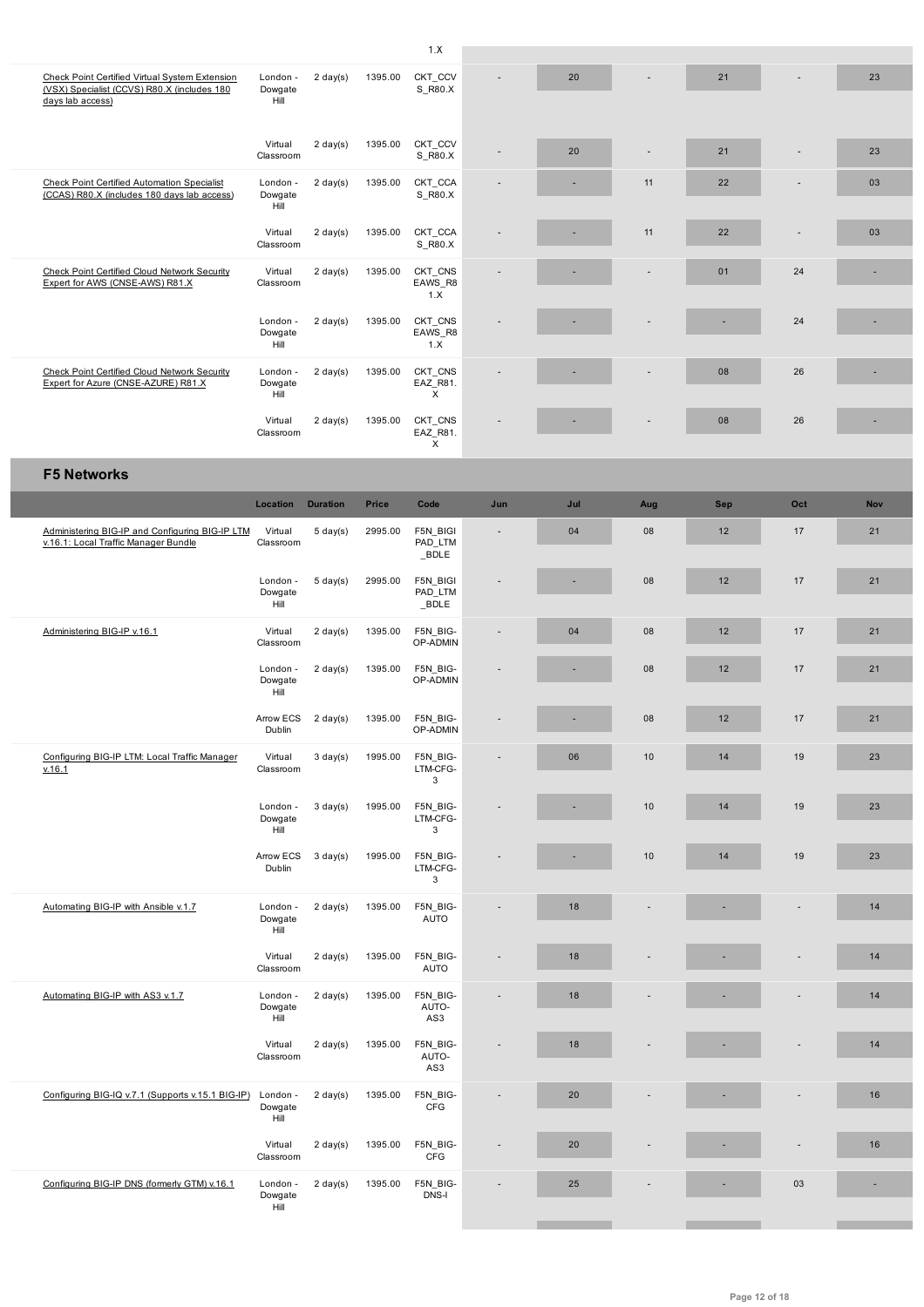| | | | | 1.X | | | | | | |
|---|---|---|---|---|---|---|---|---|---|---|
| Check Point Certified Virtual System Extension (VSX) Specialist (CCVS) R80.X (includes 180 days lab access) | London - Dowgate Hill | 2 day(s) | 1395.00 | CKT_CCVS_R80.X | - | 20 | - | 21 | - | 23 |
| | Virtual Classroom | 2 day(s) | 1395.00 | CKT_CCVS_R80.X | - | 20 | - | 21 | - | 23 |
| Check Point Certified Automation Specialist (CCAS) R80.X (includes 180 days lab access) | London - Dowgate Hill | 2 day(s) | 1395.00 | CKT_CCAS_R80.X | - | - | 11 | 22 | - | 03 |
| | Virtual Classroom | 2 day(s) | 1395.00 | CKT_CCAS_R80.X | - | - | 11 | 22 | - | 03 |
| Check Point Certified Cloud Network Security Expert for AWS (CNSE-AWS) R81.X | Virtual Classroom | 2 day(s) | 1395.00 | CKT_CNSEAWS_R81.X | - | - | - | 01 | 24 | - |
| | London - Dowgate Hill | 2 day(s) | 1395.00 | CKT_CNSEAWS_R81.X | - | - | - | - | 24 | - |
| Check Point Certified Cloud Network Security Expert for Azure (CNSE-AZURE) R81.X | London - Dowgate Hill | 2 day(s) | 1395.00 | CKT_CNSEAZ_R81.X | - | - | - | 08 | 26 | - |
| | Virtual Classroom | 2 day(s) | 1395.00 | CKT_CNSEAZ_R81.X | - | - | - | 08 | 26 | - |

## F5 Networks

| | Location | Duration | Price | Code | Jun | Jul | Aug | Sep | Oct | Nov |
|---|---|---|---|---|---|---|---|---|---|---|
| Administering BIG-IP and Configuring BIG-IP LTM v.16.1: Local Traffic Manager Bundle | Virtual Classroom | 5 day(s) | 2995.00 | F5N_BIGIPAD_LTM_BDLE | - | 04 | 08 | 12 | 17 | 21 |
| | London - Dowgate Hill | 5 day(s) | 2995.00 | F5N_BIGIPAD_LTM_BDLE | - | - | 08 | 12 | 17 | 21 |
| Administering BIG-IP v.16.1 | Virtual Classroom | 2 day(s) | 1395.00 | F5N_BIG-OP-ADMIN | - | 04 | 08 | 12 | 17 | 21 |
| | London - Dowgate Hill | 2 day(s) | 1395.00 | F5N_BIG-OP-ADMIN | - | - | 08 | 12 | 17 | 21 |
| | Arrow ECS Dublin | 2 day(s) | 1395.00 | F5N_BIG-OP-ADMIN | - | - | 08 | 12 | 17 | 21 |
| Configuring BIG-IP LTM: Local Traffic Manager v.16.1 | Virtual Classroom | 3 day(s) | 1995.00 | F5N_BIG-LTM-CFG-3 | - | 06 | 10 | 14 | 19 | 23 |
| | London - Dowgate Hill | 3 day(s) | 1995.00 | F5N_BIG-LTM-CFG-3 | - | - | 10 | 14 | 19 | 23 |
| | Arrow ECS Dublin | 3 day(s) | 1995.00 | F5N_BIG-LTM-CFG-3 | - | - | 10 | 14 | 19 | 23 |
| Automating BIG-IP with Ansible v.1.7 | London - Dowgate Hill | 2 day(s) | 1395.00 | F5N_BIG-AUTO | - | 18 | - | - | - | 14 |
| | Virtual Classroom | 2 day(s) | 1395.00 | F5N_BIG-AUTO | - | 18 | - | - | - | 14 |
| Automating BIG-IP with AS3 v.1.7 | London - Dowgate Hill | 2 day(s) | 1395.00 | F5N_BIG-AUTO-AS3 | - | 18 | - | - | - | 14 |
| | Virtual Classroom | 2 day(s) | 1395.00 | F5N_BIG-AUTO-AS3 | - | 18 | - | - | - | 14 |
| Configuring BIG-IQ v.7.1 (Supports v.15.1 BIG-IP) | London - Dowgate Hill | 2 day(s) | 1395.00 | F5N_BIG-CFG | - | 20 | - | - | - | 16 |
| | Virtual Classroom | 2 day(s) | 1395.00 | F5N_BIG-CFG | - | 20 | - | - | - | 16 |
| Configuring BIG-IP DNS (formerly GTM) v.16.1 | London - Dowgate Hill | 2 day(s) | 1395.00 | F5N_BIG-DNS-I | - | 25 | - | - | 03 | - |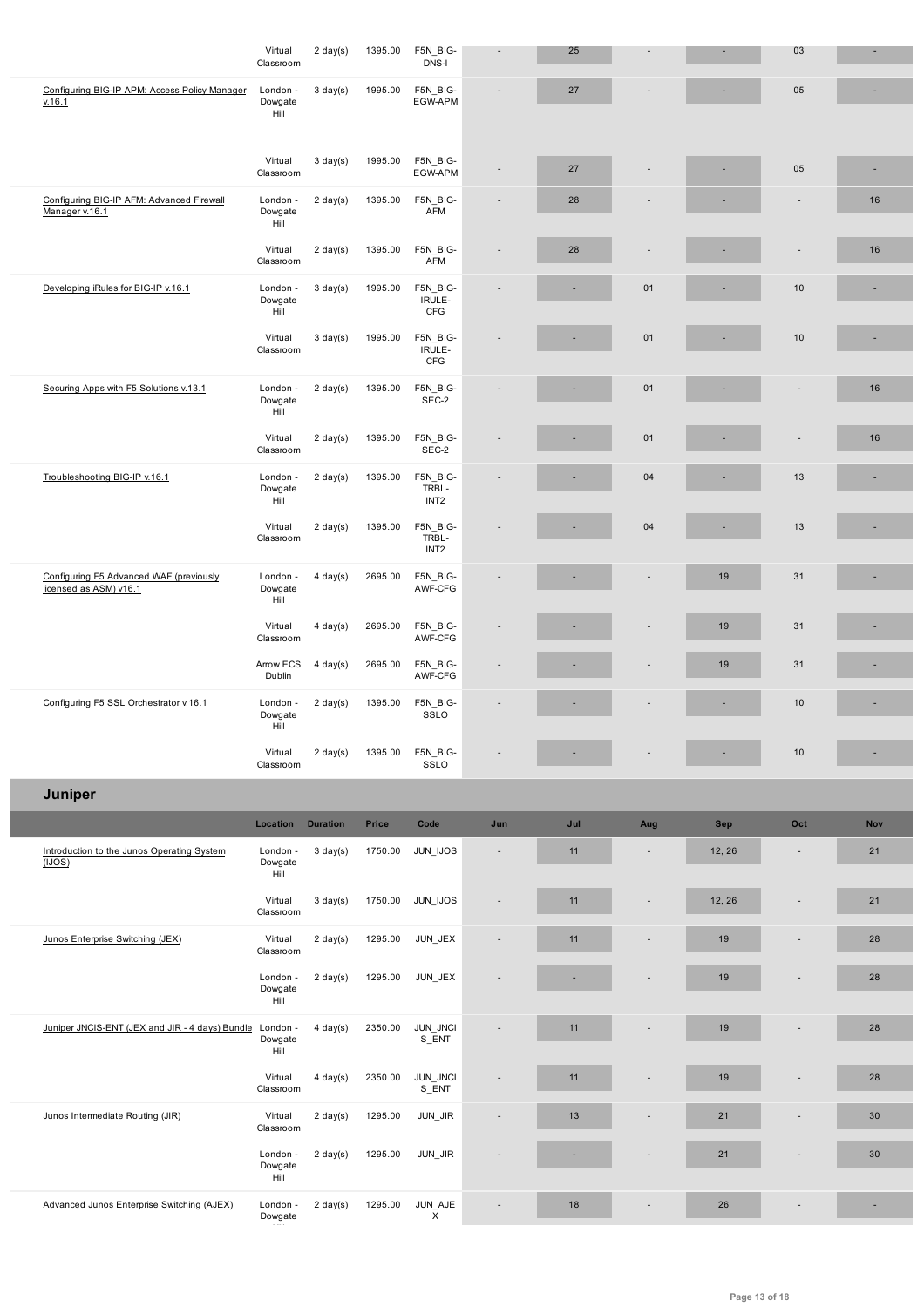| | Location | Duration | Price | Code | Jun | Jul | Aug | Sep | Oct | Nov |
|---|---|---|---|---|---|---|---|---|---|---|
| | Virtual Classroom | 2 day(s) | 1395.00 | F5N_BIG-DNS-I | - | 25 | - | - | 03 | - |
| Configuring BIG-IP APM: Access Policy Manager v.16.1 | London - Dowgate Hill | 3 day(s) | 1995.00 | F5N_BIG-EGW-APM | - | 27 | - | - | 05 | - |
| | Virtual Classroom | 3 day(s) | 1995.00 | F5N_BIG-EGW-APM | - | 27 | - | - | 05 | - |
| Configuring BIG-IP AFM: Advanced Firewall Manager v.16.1 | London - Dowgate Hill | 2 day(s) | 1395.00 | F5N_BIG-AFM | - | 28 | - | - | - | 16 |
| | Virtual Classroom | 2 day(s) | 1395.00 | F5N_BIG-AFM | - | 28 | - | - | - | 16 |
| Developing iRules for BIG-IP v.16.1 | London - Dowgate Hill | 3 day(s) | 1995.00 | F5N_BIG-IRULE-CFG | - | - | 01 | - | 10 | - |
| | Virtual Classroom | 3 day(s) | 1995.00 | F5N_BIG-IRULE-CFG | - | - | 01 | - | 10 | - |
| Securing Apps with F5 Solutions v.13.1 | London - Dowgate Hill | 2 day(s) | 1395.00 | F5N_BIG-SEC-2 | - | - | 01 | - | - | 16 |
| | Virtual Classroom | 2 day(s) | 1395.00 | F5N_BIG-SEC-2 | - | - | 01 | - | - | 16 |
| Troubleshooting BIG-IP v.16.1 | London - Dowgate Hill | 2 day(s) | 1395.00 | F5N_BIG-TRBL-INT2 | - | - | 04 | - | 13 | - |
| | Virtual Classroom | 2 day(s) | 1395.00 | F5N_BIG-TRBL-INT2 | - | - | 04 | - | 13 | - |
| Configuring F5 Advanced WAF (previously licensed as ASM) v16.1 | London - Dowgate Hill | 4 day(s) | 2695.00 | F5N_BIG-AWF-CFG | - | - | - | 19 | 31 | - |
| | Virtual Classroom | 4 day(s) | 2695.00 | F5N_BIG-AWF-CFG | - | - | - | 19 | 31 | - |
| | Arrow ECS Dublin | 4 day(s) | 2695.00 | F5N_BIG-AWF-CFG | - | - | - | 19 | 31 | - |
| Configuring F5 SSL Orchestrator v.16.1 | London - Dowgate Hill | 2 day(s) | 1395.00 | F5N_BIG-SSLO | - | - | - | - | 10 | - |
| | Virtual Classroom | 2 day(s) | 1395.00 | F5N_BIG-SSLO | - | - | - | - | 10 | - |

## Juniper

| | Location | Duration | Price | Code | Jun | Jul | Aug | Sep | Oct | Nov |
|---|---|---|---|---|---|---|---|---|---|---|
| Introduction to the Junos Operating System (IJOS) | London - Dowgate Hill | 3 day(s) | 1750.00 | JUN_IJOS | - | 11 | - | 12, 26 | - | 21 |
| | Virtual Classroom | 3 day(s) | 1750.00 | JUN_IJOS | - | 11 | - | 12, 26 | - | 21 |
| Junos Enterprise Switching (JEX) | Virtual Classroom | 2 day(s) | 1295.00 | JUN_JEX | - | 11 | - | 19 | - | 28 |
| | London - Dowgate Hill | 2 day(s) | 1295.00 | JUN_JEX | - | - | - | 19 | - | 28 |
| Juniper JNCIS-ENT (JEX and JIR - 4 days) Bundle | London - Dowgate Hill | 4 day(s) | 2350.00 | JUN_JNCIS_ENT | - | 11 | - | 19 | - | 28 |
| | Virtual Classroom | 4 day(s) | 2350.00 | JUN_JNCIS_ENT | - | 11 | - | 19 | - | 28 |
| Junos Intermediate Routing (JIR) | Virtual Classroom | 2 day(s) | 1295.00 | JUN_JIR | - | 13 | - | 21 | - | 30 |
| | London - Dowgate Hill | 2 day(s) | 1295.00 | JUN_JIR | - | - | - | 21 | - | 30 |
| Advanced Junos Enterprise Switching (AJEX) | London - Dowgate Hill | 2 day(s) | 1295.00 | JUN_AJEX | - | 18 | - | 26 | - | - |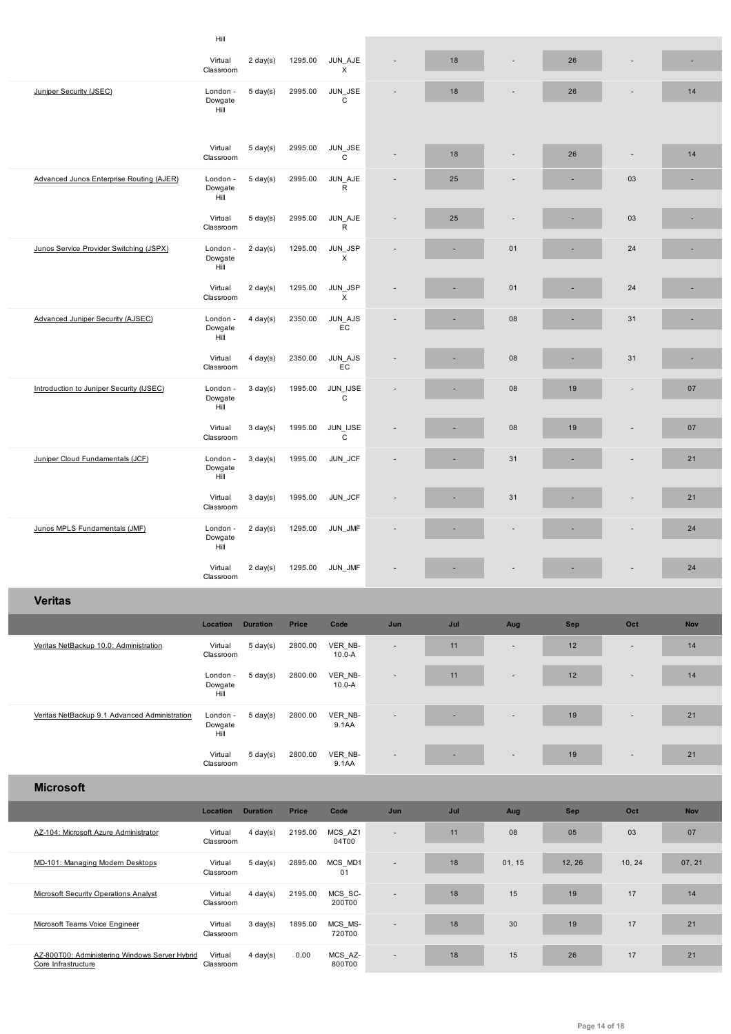| | Location | Duration | Price | Code | Jun | Jul | Aug | Sep | Oct | Nov |
|---|---|---|---|---|---|---|---|---|---|---|
| | Hill | | | | | | | | | |
| | Virtual Classroom | 2 day(s) | 1295.00 | JUN_AJEX | - | 18 | - | 26 | - | - |
| Juniper Security (JSEC) | London - Dowgate Hill | 5 day(s) | 2995.00 | JUN_JSEC | - | 18 | - | 26 | - | 14 |
| | Virtual Classroom | 5 day(s) | 2995.00 | JUN_JSEC | - | 18 | - | 26 | - | 14 |
| Advanced Junos Enterprise Routing (AJER) | London - Dowgate Hill | 5 day(s) | 2995.00 | JUN_AJER | - | 25 | - | - | 03 | - |
| | Virtual Classroom | 5 day(s) | 2995.00 | JUN_AJER | - | 25 | - | - | 03 | - |
| Junos Service Provider Switching (JSPX) | London - Dowgate Hill | 2 day(s) | 1295.00 | JUN_JSPX | - | - | 01 | - | 24 | - |
| | Virtual Classroom | 2 day(s) | 1295.00 | JUN_JSPX | - | - | 01 | - | 24 | - |
| Advanced Juniper Security (AJSEC) | London - Dowgate Hill | 4 day(s) | 2350.00 | JUN_AJSEC | - | - | 08 | - | 31 | - |
| | Virtual Classroom | 4 day(s) | 2350.00 | JUN_AJSEC | - | - | 08 | - | 31 | - |
| Introduction to Juniper Security (IJSEC) | London - Dowgate Hill | 3 day(s) | 1995.00 | JUN_IJSEC | - | - | 08 | 19 | - | 07 |
| | Virtual Classroom | 3 day(s) | 1995.00 | JUN_IJSEC | - | - | 08 | 19 | - | 07 |
| Juniper Cloud Fundamentals (JCF) | London - Dowgate Hill | 3 day(s) | 1995.00 | JUN_JCF | - | - | 31 | - | - | 21 |
| | Virtual Classroom | 3 day(s) | 1995.00 | JUN_JCF | - | - | 31 | - | - | 21 |
| Junos MPLS Fundamentals (JMF) | London - Dowgate Hill | 2 day(s) | 1295.00 | JUN_JMF | - | - | - | - | - | 24 |
| | Virtual Classroom | 2 day(s) | 1295.00 | JUN_JMF | - | - | - | - | - | 24 |

## Veritas

| | Location | Duration | Price | Code | Jun | Jul | Aug | Sep | Oct | Nov |
|---|---|---|---|---|---|---|---|---|---|---|
| Veritas NetBackup 10.0: Administration | Virtual Classroom | 5 day(s) | 2800.00 | VER_NB-10.0-A | - | 11 | - | 12 | - | 14 |
| | London - Dowgate Hill | 5 day(s) | 2800.00 | VER_NB-10.0-A | - | 11 | - | 12 | - | 14 |
| Veritas NetBackup 9.1 Advanced Administration | London - Dowgate Hill | 5 day(s) | 2800.00 | VER_NB-9.1AA | - | - | - | 19 | - | 21 |
| | Virtual Classroom | 5 day(s) | 2800.00 | VER_NB-9.1AA | - | - | - | 19 | - | 21 |

## Microsoft

| | Location | Duration | Price | Code | Jun | Jul | Aug | Sep | Oct | Nov |
|---|---|---|---|---|---|---|---|---|---|---|
| AZ-104: Microsoft Azure Administrator | Virtual Classroom | 4 day(s) | 2195.00 | MCS_AZ104T00 | - | 11 | 08 | 05 | 03 | 07 |
| MD-101: Managing Modern Desktops | Virtual Classroom | 5 day(s) | 2895.00 | MCS_MD101 | - | 18 | 01, 15 | 12, 26 | 10, 24 | 07, 21 |
| Microsoft Security Operations Analyst | Virtual Classroom | 4 day(s) | 2195.00 | MCS_SC-200T00 | - | 18 | 15 | 19 | 17 | 14 |
| Microsoft Teams Voice Engineer | Virtual Classroom | 3 day(s) | 1895.00 | MCS_MS-720T00 | - | 18 | 30 | 19 | 17 | 21 |
| AZ-800T00: Administering Windows Server Hybrid Core Infrastructure | Virtual Classroom | 4 day(s) | 0.00 | MCS_AZ-800T00 | - | 18 | 15 | 26 | 17 | 21 |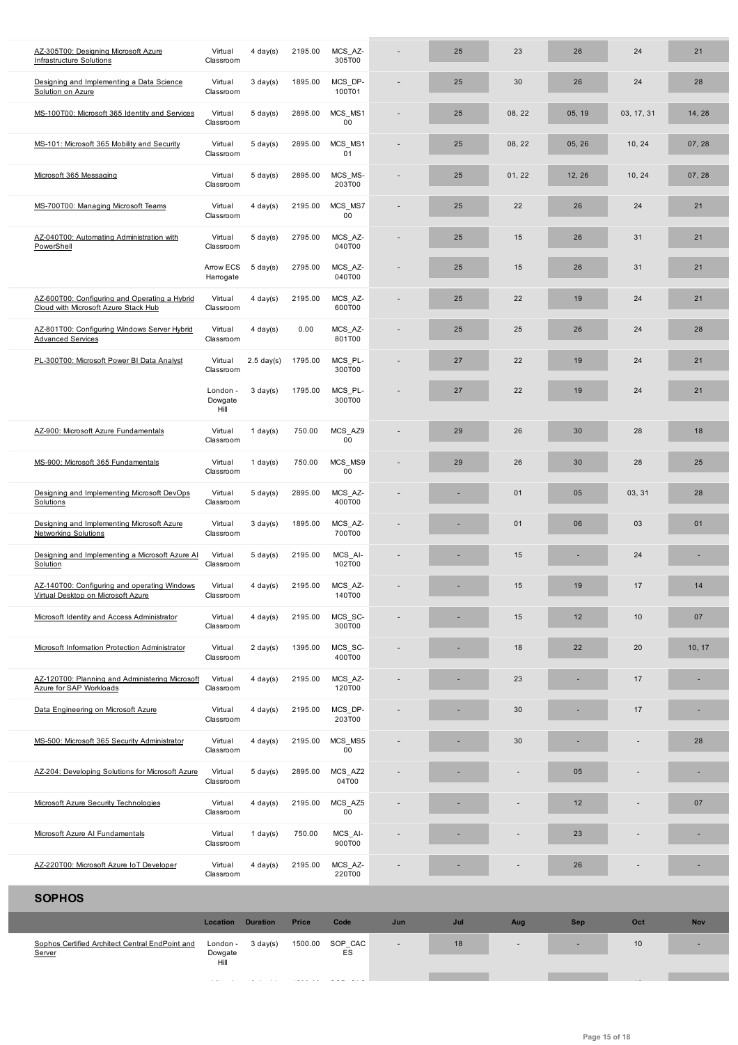| | Location | Duration | Price | Code | Jun | Jul | Aug | Sep | Oct | Nov |
|---|---|---|---|---|---|---|---|---|---|---|
| AZ-305T00: Designing Microsoft Azure Infrastructure Solutions | Virtual Classroom | 4 day(s) | 2195.00 | MCS_AZ-305T00 | - | 25 | 23 | 26 | 24 | 21 |
| Designing and Implementing a Data Science Solution on Azure | Virtual Classroom | 3 day(s) | 1895.00 | MCS_DP-100T01 | - | 25 | 30 | 26 | 24 | 28 |
| MS-100T00: Microsoft 365 Identity and Services | Virtual Classroom | 5 day(s) | 2895.00 | MCS_MS100 | - | 25 | 08, 22 | 05, 19 | 03, 17, 31 | 14, 28 |
| MS-101: Microsoft 365 Mobility and Security | Virtual Classroom | 5 day(s) | 2895.00 | MCS_MS101 | - | 25 | 08, 22 | 05, 26 | 10, 24 | 07, 28 |
| Microsoft 365 Messaging | Virtual Classroom | 5 day(s) | 2895.00 | MCS_MS-203T00 | - | 25 | 01, 22 | 12, 26 | 10, 24 | 07, 28 |
| MS-700T00: Managing Microsoft Teams | Virtual Classroom | 4 day(s) | 2195.00 | MCS_MS700 | - | 25 | 22 | 26 | 24 | 21 |
| AZ-040T00: Automating Administration with PowerShell | Virtual Classroom | 5 day(s) | 2795.00 | MCS_AZ-040T00 | - | 25 | 15 | 26 | 31 | 21 |
| | Arrow ECS Harrogate | 5 day(s) | 2795.00 | MCS_AZ-040T00 | - | 25 | 15 | 26 | 31 | 21 |
| AZ-600T00: Configuring and Operating a Hybrid Cloud with Microsoft Azure Stack Hub | Virtual Classroom | 4 day(s) | 2195.00 | MCS_AZ-600T00 | - | 25 | 22 | 19 | 24 | 21 |
| AZ-801T00: Configuring Windows Server Hybrid Advanced Services | Virtual Classroom | 4 day(s) | 0.00 | MCS_AZ-801T00 | - | 25 | 25 | 26 | 24 | 28 |
| PL-300T00: Microsoft Power BI Data Analyst | Virtual Classroom | 2.5 day(s) | 1795.00 | MCS_PL-300T00 | - | 27 | 22 | 19 | 24 | 21 |
| | London - Dowgate Hill | 3 day(s) | 1795.00 | MCS_PL-300T00 | - | 27 | 22 | 19 | 24 | 21 |
| AZ-900: Microsoft Azure Fundamentals | Virtual Classroom | 1 day(s) | 750.00 | MCS_AZ900 | - | 29 | 26 | 30 | 28 | 18 |
| MS-900: Microsoft 365 Fundamentals | Virtual Classroom | 1 day(s) | 750.00 | MCS_MS900 | - | 29 | 26 | 30 | 28 | 25 |
| Designing and Implementing Microsoft DevOps Solutions | Virtual Classroom | 5 day(s) | 2895.00 | MCS_AZ-400T00 | - | - | 01 | 05 | 03, 31 | 28 |
| Designing and Implementing Microsoft Azure Networking Solutions | Virtual Classroom | 3 day(s) | 1895.00 | MCS_AZ-700T00 | - | - | 01 | 06 | 03 | 01 |
| Designing and Implementing a Microsoft Azure AI Solution | Virtual Classroom | 5 day(s) | 2195.00 | MCS_AI-102T00 | - | - | 15 | - | 24 | - |
| AZ-140T00: Configuring and operating Windows Virtual Desktop on Microsoft Azure | Virtual Classroom | 4 day(s) | 2195.00 | MCS_AZ-140T00 | - | - | 15 | 19 | 17 | 14 |
| Microsoft Identity and Access Administrator | Virtual Classroom | 4 day(s) | 2195.00 | MCS_SC-300T00 | - | - | 15 | 12 | 10 | 07 |
| Microsoft Information Protection Administrator | Virtual Classroom | 2 day(s) | 1395.00 | MCS_SC-400T00 | - | - | 18 | 22 | 20 | 10, 17 |
| AZ-120T00: Planning and Administering Microsoft Azure for SAP Workloads | Virtual Classroom | 4 day(s) | 2195.00 | MCS_AZ-120T00 | - | - | 23 | - | 17 | - |
| Data Engineering on Microsoft Azure | Virtual Classroom | 4 day(s) | 2195.00 | MCS_DP-203T00 | - | - | 30 | - | 17 | - |
| MS-500: Microsoft 365 Security Administrator | Virtual Classroom | 4 day(s) | 2195.00 | MCS_MS500 | - | - | 30 | - | - | 28 |
| AZ-204: Developing Solutions for Microsoft Azure | Virtual Classroom | 5 day(s) | 2895.00 | MCS_AZ204T00 | - | - | - | 05 | - | - |
| Microsoft Azure Security Technologies | Virtual Classroom | 4 day(s) | 2195.00 | MCS_AZ500 | - | - | - | 12 | - | 07 |
| Microsoft Azure AI Fundamentals | Virtual Classroom | 1 day(s) | 750.00 | MCS_AI-900T00 | - | - | - | 23 | - | - |
| AZ-220T00: Microsoft Azure IoT Developer | Virtual Classroom | 4 day(s) | 2195.00 | MCS_AZ-220T00 | - | - | - | 26 | - | - |

## SOPHOS

| | Location | Duration | Price | Code | Jun | Jul | Aug | Sep | Oct | Nov |
|---|---|---|---|---|---|---|---|---|---|---|
| Sophos Certified Architect Central EndPoint and Server | London - Dowgate Hill | 3 day(s) | 1500.00 | SOP_CACES | - | 18 | - | - | 10 | - |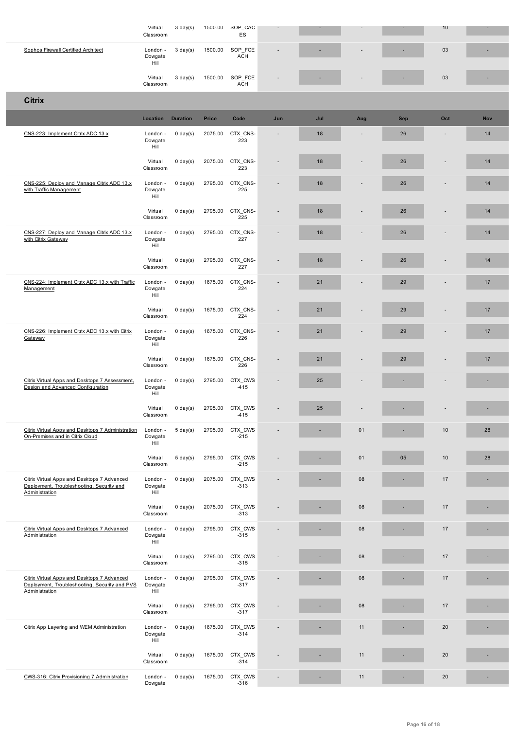| | Location | Duration | Price | Code | Jun | Jul | Aug | Sep | Oct | Nov |
|---|---|---|---|---|---|---|---|---|---|---|
| | Virtual Classroom | 3 day(s) | 1500.00 | SOP_CACES | - | - | - | - | 10 | - |
| Sophos Firewall Certified Architect | London - Dowgate Hill | 3 day(s) | 1500.00 | SOP_FCEACH | - | - | - | - | 03 | - |
| | Virtual Classroom | 3 day(s) | 1500.00 | SOP_FCEACH | - | - | - | - | 03 | - |

## Citrix

| | Location | Duration | Price | Code | Jun | Jul | Aug | Sep | Oct | Nov |
|---|---|---|---|---|---|---|---|---|---|---|
| CNS-223: Implement Citrix ADC 13.x | London - Dowgate Hill | 0 day(s) | 2075.00 | CTX_CNS-223 | - | 18 | - | 26 | - | 14 |
| | Virtual Classroom | 0 day(s) | 2075.00 | CTX_CNS-223 | - | 18 | - | 26 | - | 14 |
| CNS-225: Deploy and Manage Citrix ADC 13.x with Traffic Management | London - Dowgate Hill | 0 day(s) | 2795.00 | CTX_CNS-225 | - | 18 | - | 26 | - | 14 |
| | Virtual Classroom | 0 day(s) | 2795.00 | CTX_CNS-225 | - | 18 | - | 26 | - | 14 |
| CNS-227: Deploy and Manage Citrix ADC 13.x with Citrix Gateway | London - Dowgate Hill | 0 day(s) | 2795.00 | CTX_CNS-227 | - | 18 | - | 26 | - | 14 |
| | Virtual Classroom | 0 day(s) | 2795.00 | CTX_CNS-227 | - | 18 | - | 26 | - | 14 |
| CNS-224: Implement Citrix ADC 13.x with Traffic Management | London - Dowgate Hill | 0 day(s) | 1675.00 | CTX_CNS-224 | - | 21 | - | 29 | - | 17 |
| | Virtual Classroom | 0 day(s) | 1675.00 | CTX_CNS-224 | - | 21 | - | 29 | - | 17 |
| CNS-226: Implement Citrix ADC 13.x with Citrix Gateway | London - Dowgate Hill | 0 day(s) | 1675.00 | CTX_CNS-226 | - | 21 | - | 29 | - | 17 |
| | Virtual Classroom | 0 day(s) | 1675.00 | CTX_CNS-226 | - | 21 | - | 29 | - | 17 |
| Citrix Virtual Apps and Desktops 7 Assessment, Design and Advanced Configuration | London - Dowgate Hill | 0 day(s) | 2795.00 | CTX_CWS-415 | - | 25 | - | - | - | - |
| | Virtual Classroom | 0 day(s) | 2795.00 | CTX_CWS-415 | - | 25 | - | - | - | - |
| Citrix Virtual Apps and Desktops 7 Administration On-Premises and in Citrix Cloud | London - Dowgate Hill | 5 day(s) | 2795.00 | CTX_CWS-215 | - | - | 01 | - | 10 | 28 |
| | Virtual Classroom | 5 day(s) | 2795.00 | CTX_CWS-215 | - | - | 01 | 05 | 10 | 28 |
| Citrix Virtual Apps and Desktops 7 Advanced Deployment, Troubleshooting, Security and Administration | London - Dowgate Hill | 0 day(s) | 2075.00 | CTX_CWS-313 | - | - | 08 | - | 17 | - |
| | Virtual Classroom | 0 day(s) | 2075.00 | CTX_CWS-313 | - | - | 08 | - | 17 | - |
| Citrix Virtual Apps and Desktops 7 Advanced Administration | London - Dowgate Hill | 0 day(s) | 2795.00 | CTX_CWS-315 | - | - | 08 | - | 17 | - |
| | Virtual Classroom | 0 day(s) | 2795.00 | CTX_CWS-315 | - | - | 08 | - | 17 | - |
| Citrix Virtual Apps and Desktops 7 Advanced Deployment, Troubleshooting, Security and PVS Administration | London - Dowgate Hill | 0 day(s) | 2795.00 | CTX_CWS-317 | - | - | 08 | - | 17 | - |
| | Virtual Classroom | 0 day(s) | 2795.00 | CTX_CWS-317 | - | - | 08 | - | 17 | - |
| Citrix App Layering and WEM Administration | London - Dowgate Hill | 0 day(s) | 1675.00 | CTX_CWS-314 | - | - | 11 | - | 20 | - |
| | Virtual Classroom | 0 day(s) | 1675.00 | CTX_CWS-314 | - | - | 11 | - | 20 | - |
| CWS-316: Citrix Provisioning 7 Administration | London - Dowgate | 0 day(s) | 1675.00 | CTX_CWS-316 | - | - | 11 | - | 20 | - |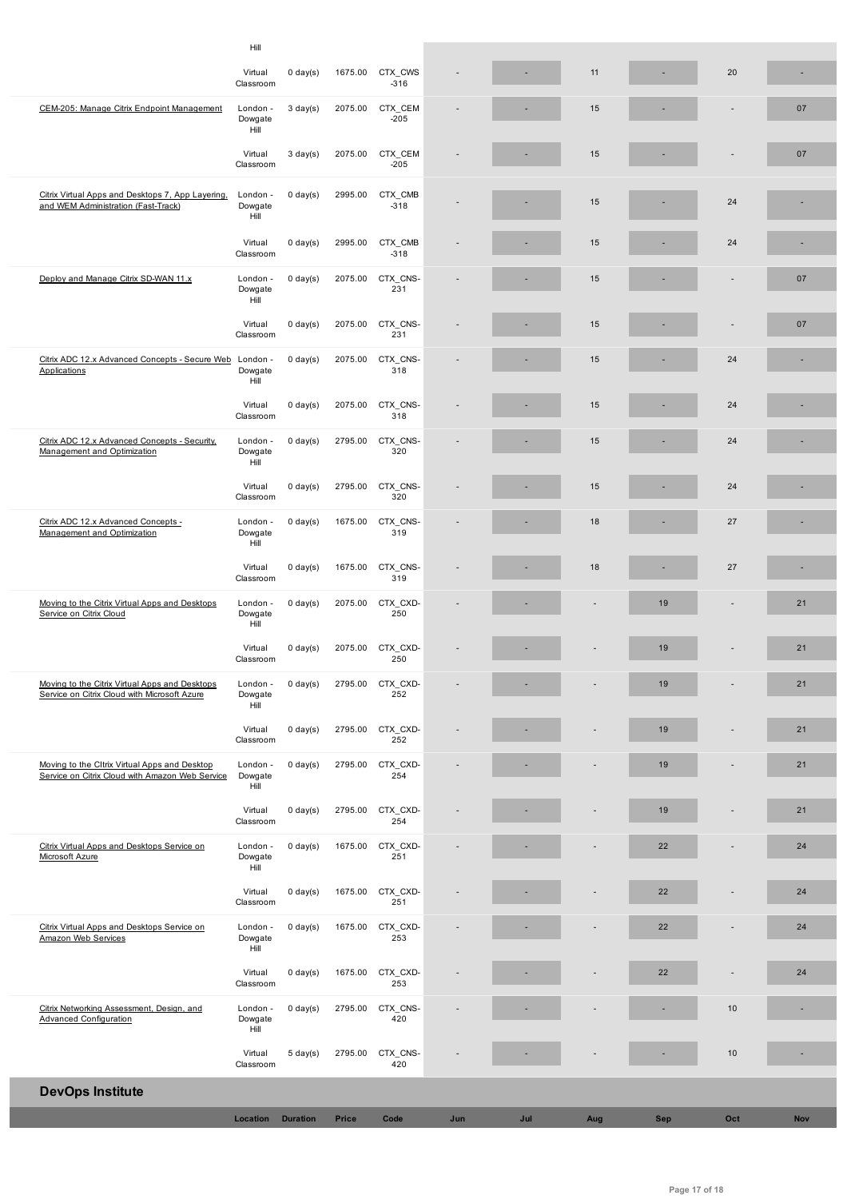| | Location | Duration | Price | Code | Jun | Jul | Aug | Sep | Oct | Nov |
|---|---|---|---|---|---|---|---|---|---|---|
| | Hill | | | | | | | | | |
| | Virtual Classroom | 0 day(s) | 1675.00 | CTX_CWS-316 | - | - | 11 | - | 20 | - |
| CEM-205: Manage Citrix Endpoint Management | London - Dowgate Hill | 3 day(s) | 2075.00 | CTX_CEM-205 | - | - | 15 | - | - | 07 |
| | Virtual Classroom | 3 day(s) | 2075.00 | CTX_CEM-205 | - | - | 15 | - | - | 07 |
| Citrix Virtual Apps and Desktops 7, App Layering, and WEM Administration (Fast-Track) | London - Dowgate Hill | 0 day(s) | 2995.00 | CTX_CMB-318 | - | - | 15 | - | 24 | - |
| | Virtual Classroom | 0 day(s) | 2995.00 | CTX_CMB-318 | - | - | 15 | - | 24 | - |
| Deploy and Manage Citrix SD-WAN 11.x | London - Dowgate Hill | 0 day(s) | 2075.00 | CTX_CNS-231 | - | - | 15 | - | - | 07 |
| | Virtual Classroom | 0 day(s) | 2075.00 | CTX_CNS-231 | - | - | 15 | - | - | 07 |
| Citrix ADC 12.x Advanced Concepts - Secure Web Applications | London - Dowgate Hill | 0 day(s) | 2075.00 | CTX_CNS-318 | - | - | 15 | - | 24 | - |
| | Virtual Classroom | 0 day(s) | 2075.00 | CTX_CNS-318 | - | - | 15 | - | 24 | - |
| Citrix ADC 12.x Advanced Concepts - Security, Management and Optimization | London - Dowgate Hill | 0 day(s) | 2795.00 | CTX_CNS-320 | - | - | 15 | - | 24 | - |
| | Virtual Classroom | 0 day(s) | 2795.00 | CTX_CNS-320 | - | - | 15 | - | 24 | - |
| Citrix ADC 12.x Advanced Concepts - Management and Optimization | London - Dowgate Hill | 0 day(s) | 1675.00 | CTX_CNS-319 | - | - | 18 | - | 27 | - |
| | Virtual Classroom | 0 day(s) | 1675.00 | CTX_CNS-319 | - | - | 18 | - | 27 | - |
| Moving to the Citrix Virtual Apps and Desktops Service on Citrix Cloud | London - Dowgate Hill | 0 day(s) | 2075.00 | CTX_CXD-250 | - | - | - | 19 | - | 21 |
| | Virtual Classroom | 0 day(s) | 2075.00 | CTX_CXD-250 | - | - | - | 19 | - | 21 |
| Moving to the Citrix Virtual Apps and Desktops Service on Citrix Cloud with Microsoft Azure | London - Dowgate Hill | 0 day(s) | 2795.00 | CTX_CXD-252 | - | - | - | 19 | - | 21 |
| | Virtual Classroom | 0 day(s) | 2795.00 | CTX_CXD-252 | - | - | - | 19 | - | 21 |
| Moving to the CItrix Virtual Apps and Desktop Service on Citrix Cloud with Amazon Web Service | London - Dowgate Hill | 0 day(s) | 2795.00 | CTX_CXD-254 | - | - | - | 19 | - | 21 |
| | Virtual Classroom | 0 day(s) | 2795.00 | CTX_CXD-254 | - | - | - | 19 | - | 21 |
| Citrix Virtual Apps and Desktops Service on Microsoft Azure | London - Dowgate Hill | 0 day(s) | 1675.00 | CTX_CXD-251 | - | - | - | 22 | - | 24 |
| | Virtual Classroom | 0 day(s) | 1675.00 | CTX_CXD-251 | - | - | - | 22 | - | 24 |
| Citrix Virtual Apps and Desktops Service on Amazon Web Services | London - Dowgate Hill | 0 day(s) | 1675.00 | CTX_CXD-253 | - | - | - | 22 | - | 24 |
| | Virtual Classroom | 0 day(s) | 1675.00 | CTX_CXD-253 | - | - | - | 22 | - | 24 |
| Citrix Networking Assessment, Design, and Advanced Configuration | London - Dowgate Hill | 0 day(s) | 2795.00 | CTX_CNS-420 | - | - | - | - | 10 | - |
| | Virtual Classroom | 5 day(s) | 2795.00 | CTX_CNS-420 | - | - | - | - | 10 | - |

## DevOps Institute

| | Location | Duration | Price | Code | Jun | Jul | Aug | Sep | Oct | Nov |
|---|---|---|---|---|---|---|---|---|---|---|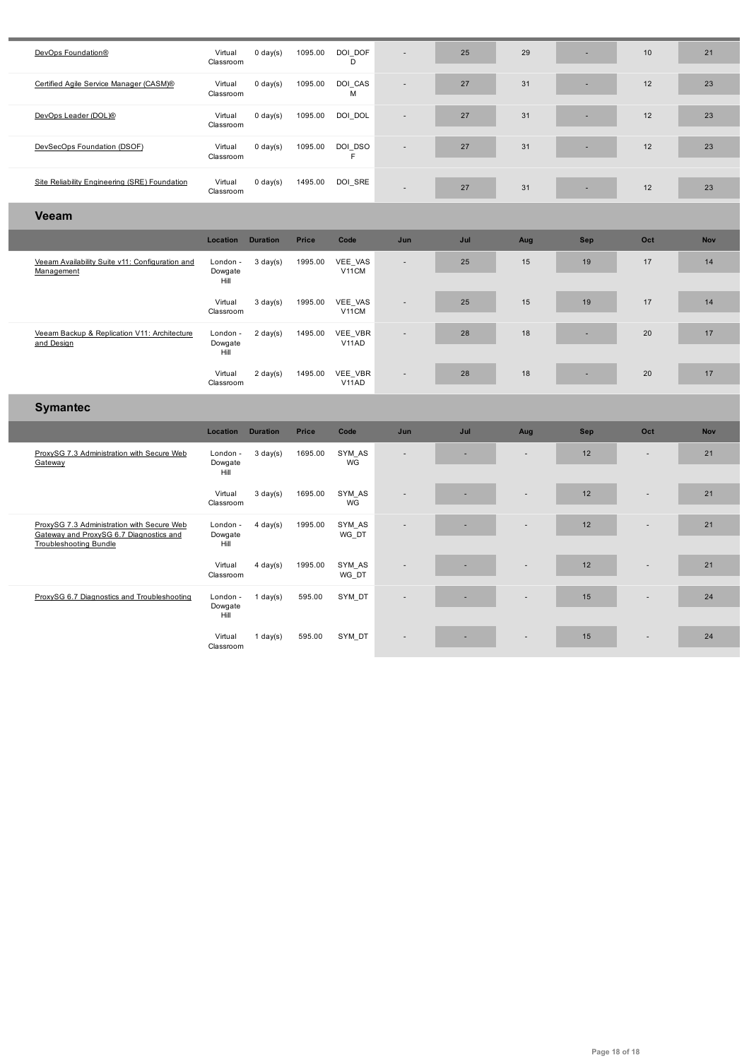| | Location | Duration | Price | Code | Jun | Jul | Aug | Sep | Oct | Nov |
|---|---|---|---|---|---|---|---|---|---|---|
| DevOps Foundation® | Virtual Classroom | 0 day(s) | 1095.00 | DOI_DOFD | - | 25 | 29 | - | 10 | 21 |
| Certified Agile Service Manager (CASM)® | Virtual Classroom | 0 day(s) | 1095.00 | DOI_CASM | - | 27 | 31 | - | 12 | 23 |
| DevOps Leader (DOL)® | Virtual Classroom | 0 day(s) | 1095.00 | DOI_DOL | - | 27 | 31 | - | 12 | 23 |
| DevSecOps Foundation (DSOF) | Virtual Classroom | 0 day(s) | 1095.00 | DOI_DSOF | - | 27 | 31 | - | 12 | 23 |
| Site Reliability Engineering (SRE) Foundation | Virtual Classroom | 0 day(s) | 1495.00 | DOI_SRE | - | 27 | 31 | - | 12 | 23 |

## Veeam

| | Location | Duration | Price | Code | Jun | Jul | Aug | Sep | Oct | Nov |
|---|---|---|---|---|---|---|---|---|---|---|
| Veeam Availability Suite v11: Configuration and Management | London - Dowgate Hill | 3 day(s) | 1995.00 | VEE_VASV11CM | - | 25 | 15 | 19 | 17 | 14 |
| | Virtual Classroom | 3 day(s) | 1995.00 | VEE_VASV11CM | - | 25 | 15 | 19 | 17 | 14 |
| Veeam Backup & Replication V11: Architecture and Design | London - Dowgate Hill | 2 day(s) | 1495.00 | VEE_VBRV11AD | - | 28 | 18 | - | 20 | 17 |
| | Virtual Classroom | 2 day(s) | 1495.00 | VEE_VBRV11AD | - | 28 | 18 | - | 20 | 17 |

## Symantec

| | Location | Duration | Price | Code | Jun | Jul | Aug | Sep | Oct | Nov |
|---|---|---|---|---|---|---|---|---|---|---|
| ProxySG 7.3 Administration with Secure Web Gateway | London - Dowgate Hill | 3 day(s) | 1695.00 | SYM_ASWG | - | - | - | 12 | - | 21 |
| | Virtual Classroom | 3 day(s) | 1695.00 | SYM_ASWG | - | - | - | 12 | - | 21 |
| ProxySG 7.3 Administration with Secure Web Gateway and ProxySG 6.7 Diagnostics and Troubleshooting Bundle | London - Dowgate Hill | 4 day(s) | 1995.00 | SYM_ASWG_DT | - | - | - | 12 | - | 21 |
| | Virtual Classroom | 4 day(s) | 1995.00 | SYM_ASWG_DT | - | - | - | 12 | - | 21 |
| ProxySG 6.7 Diagnostics and Troubleshooting | London - Dowgate Hill | 1 day(s) | 595.00 | SYM_DT | - | - | - | 15 | - | 24 |
| | Virtual Classroom | 1 day(s) | 595.00 | SYM_DT | - | - | - | 15 | - | 24 |